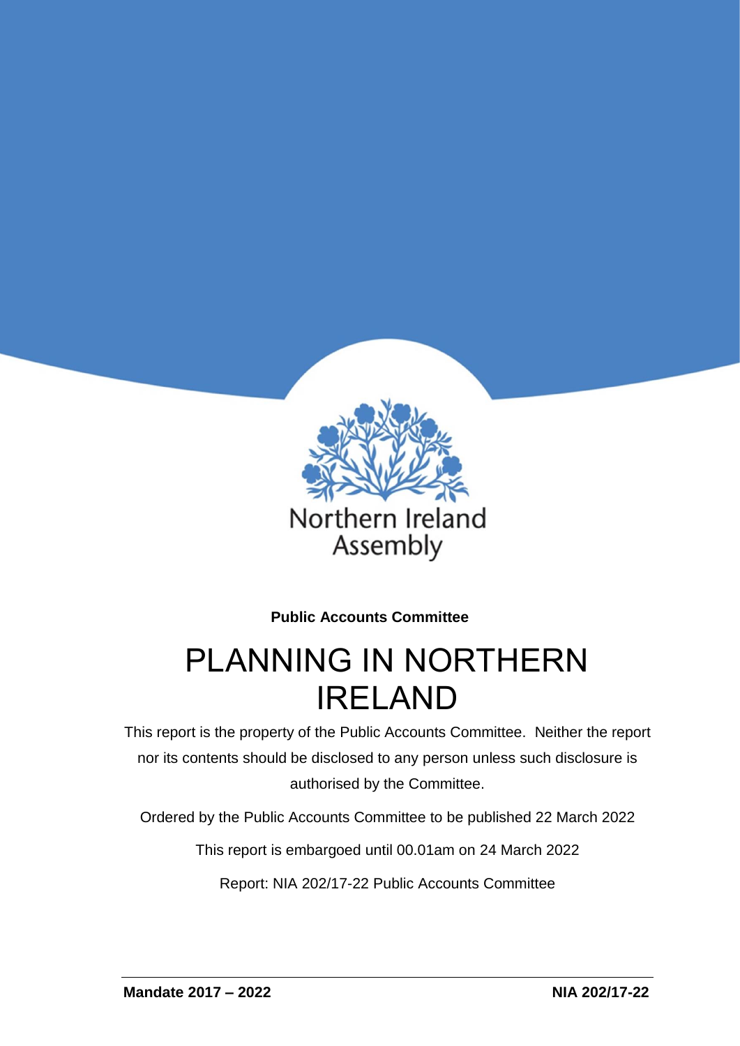Northern Ireland Assembly

**Public Accounts Committee**

# PLANNING IN NORTHERN IRELAND

This report is the property of the Public Accounts Committee. Neither the report nor its contents should be disclosed to any person unless such disclosure is authorised by the Committee.

Ordered by the Public Accounts Committee to be published 22 March 2022

This report is embargoed until 00.01am on 24 March 2022

Report: NIA 202/17-22 Public Accounts Committee

**Mandate 2017 – 2022** **NIA 202/17-22**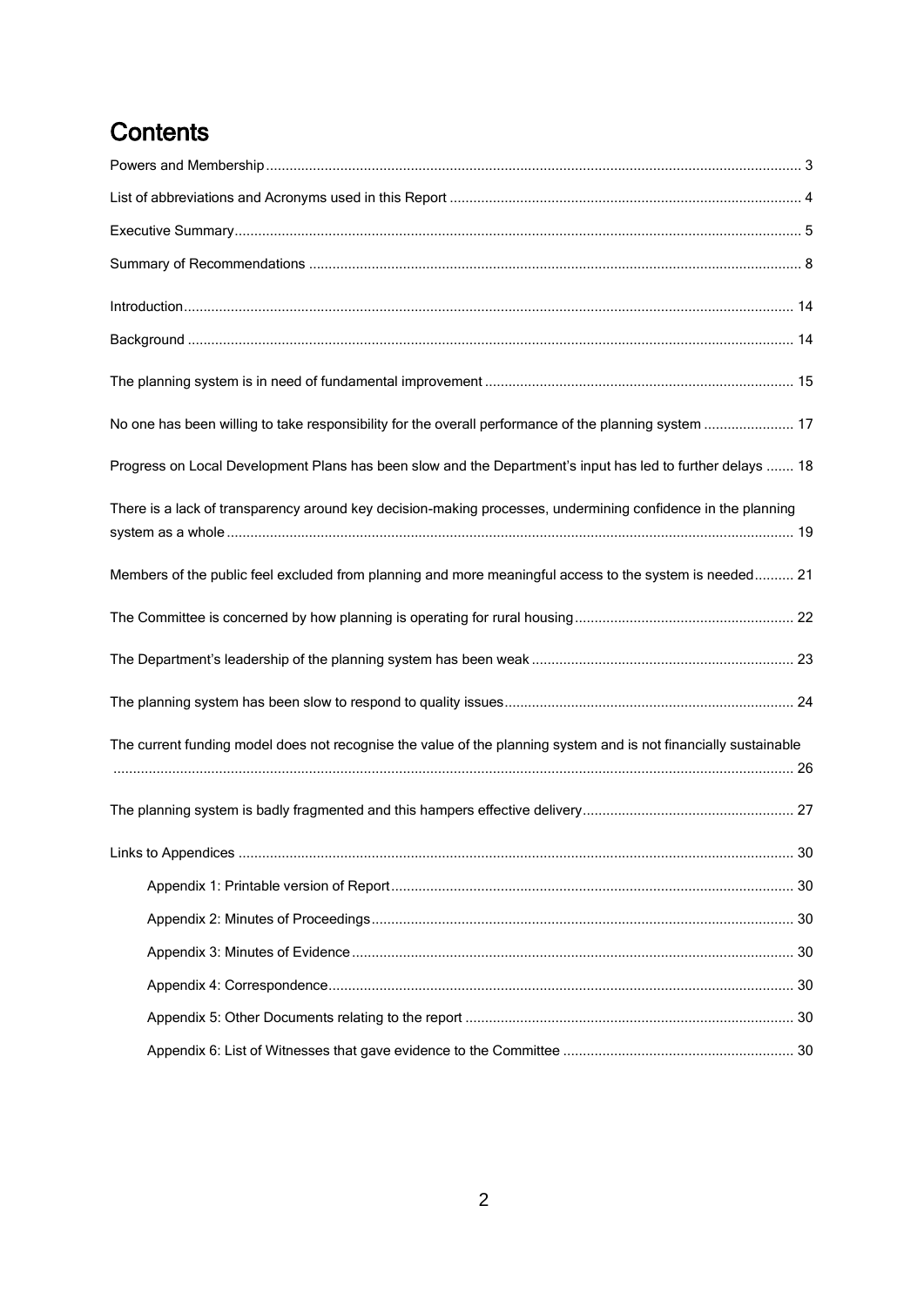# Contents

Powers and Membership ........................................................................ 3

List of abbreviations and Acronyms used in this Report ........................................................................ 4

Executive Summary ........................................................................ 5

Summary of Recommendations ........................................................................ 8

Introduction ........................................................................ 14

Background ........................................................................ 14

The planning system is in need of fundamental improvement ........................................................................ 15

No one has been willing to take responsibility for the overall performance of the planning system ........................ 17

Progress on Local Development Plans has been slow and the Department's input has led to further delays ....... 18

There is a lack of transparency around key decision-making processes, undermining confidence in the planning system as a whole ........................................................................ 19

Members of the public feel excluded from planning and more meaningful access to the system is needed .......... 21

The Committee is concerned by how planning is operating for rural housing ........................................................................ 22

The Department's leadership of the planning system has been weak ........................................................................ 23

The planning system has been slow to respond to quality issues ........................................................................ 24

The current funding model does not recognise the value of the planning system and is not financially sustainable ........................................................................ 26

The planning system is badly fragmented and this hampers effective delivery ........................................................................ 27

Links to Appendices ........................................................................ 30

- Appendix 1: Printable version of Report ........................................................................ 30
- Appendix 2: Minutes of Proceedings ........................................................................ 30
- Appendix 3: Minutes of Evidence ........................................................................ 30
- Appendix 4: Correspondence ........................................................................ 30
- Appendix 5: Other Documents relating to the report ........................................................................ 30
- Appendix 6: List of Witnesses that gave evidence to the Committee ........................................................................ 30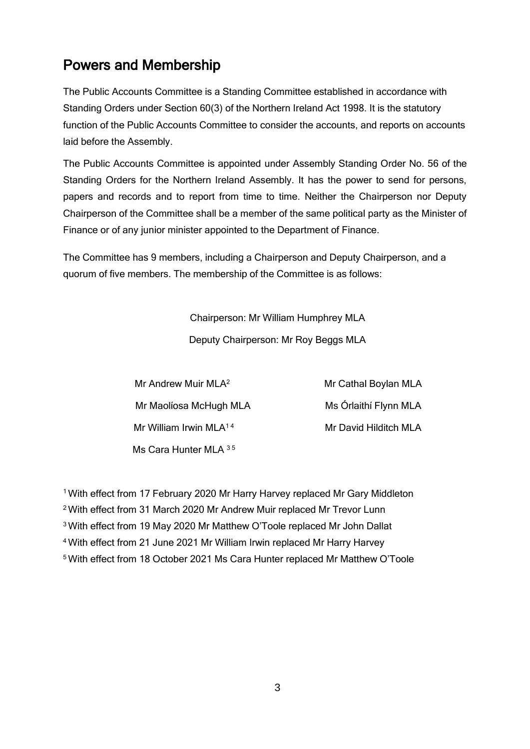## Powers and Membership

The Public Accounts Committee is a Standing Committee established in accordance with Standing Orders under Section 60(3) of the Northern Ireland Act 1998. It is the statutory function of the Public Accounts Committee to consider the accounts, and reports on accounts laid before the Assembly.

The Public Accounts Committee is appointed under Assembly Standing Order No. 56 of the Standing Orders for the Northern Ireland Assembly. It has the power to send for persons, papers and records and to report from time to time. Neither the Chairperson nor Deputy Chairperson of the Committee shall be a member of the same political party as the Minister of Finance or of any junior minister appointed to the Department of Finance.

The Committee has 9 members, including a Chairperson and Deputy Chairperson, and a quorum of five members. The membership of the Committee is as follows:

Chairperson: Mr William Humphrey MLA

Deputy Chairperson: Mr Roy Beggs MLA

Mr Andrew Muir MLA[2]

Mr Maolíosa McHugh MLA

Mr William Irwin MLA[1,4]

Ms Cara Hunter MLA[3,5]

Mr Cathal Boylan MLA

Ms Órlaithí Flynn MLA

Mr David Hilditch MLA

[1] With effect from 17 February 2020 Mr Harry Harvey replaced Mr Gary Middleton

[2] With effect from 31 March 2020 Mr Andrew Muir replaced Mr Trevor Lunn

[3] With effect from 19 May 2020 Mr Matthew O'Toole replaced Mr John Dallat

[4] With effect from 21 June 2021 Mr William Irwin replaced Mr Harry Harvey

[5] With effect from 18 October 2021 Ms Cara Hunter replaced Mr Matthew O'Toole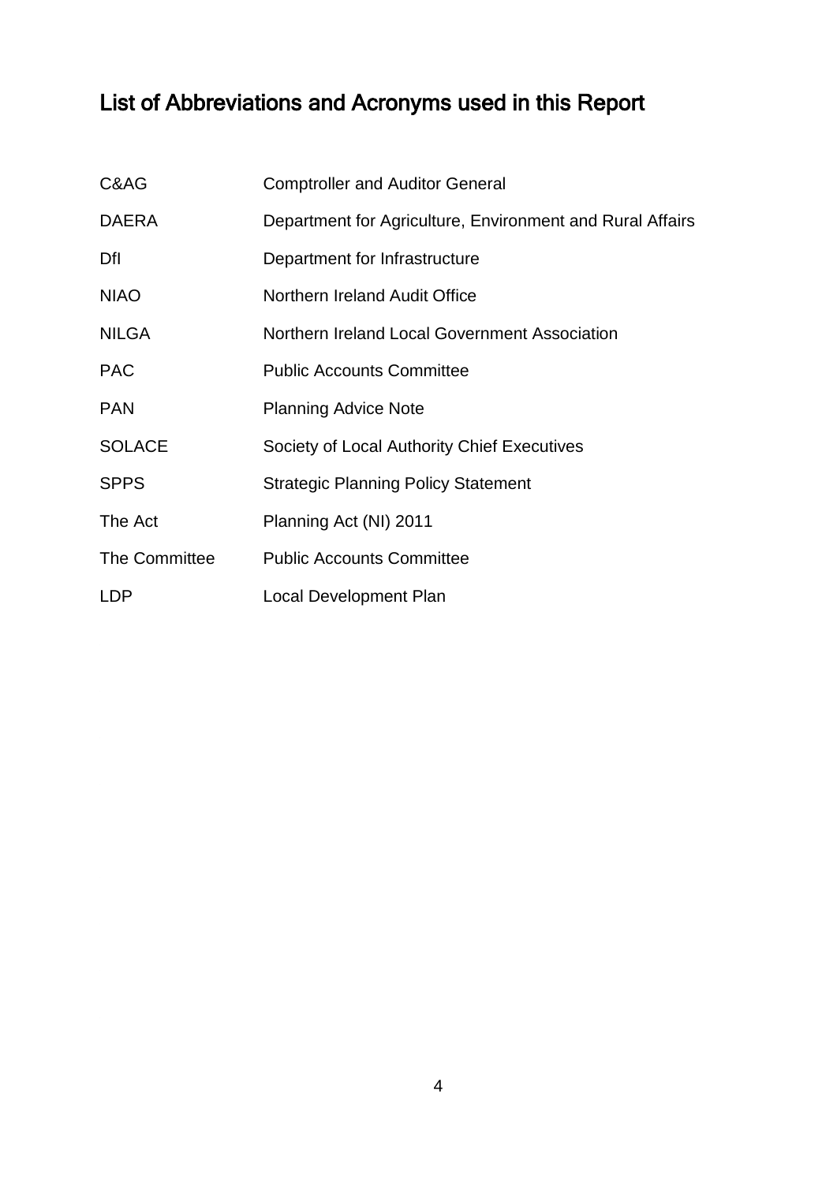# List of Abbreviations and Acronyms used in this Report

| | |
|---|---|
| C&AG | Comptroller and Auditor General |
| DAERA | Department for Agriculture, Environment and Rural Affairs |
| DfI | Department for Infrastructure |
| NIAO | Northern Ireland Audit Office |
| NILGA | Northern Ireland Local Government Association |
| PAC | Public Accounts Committee |
| PAN | Planning Advice Note |
| SOLACE | Society of Local Authority Chief Executives |
| SPPS | Strategic Planning Policy Statement |
| The Act | Planning Act (NI) 2011 |
| The Committee | Public Accounts Committee |
| LDP | Local Development Plan |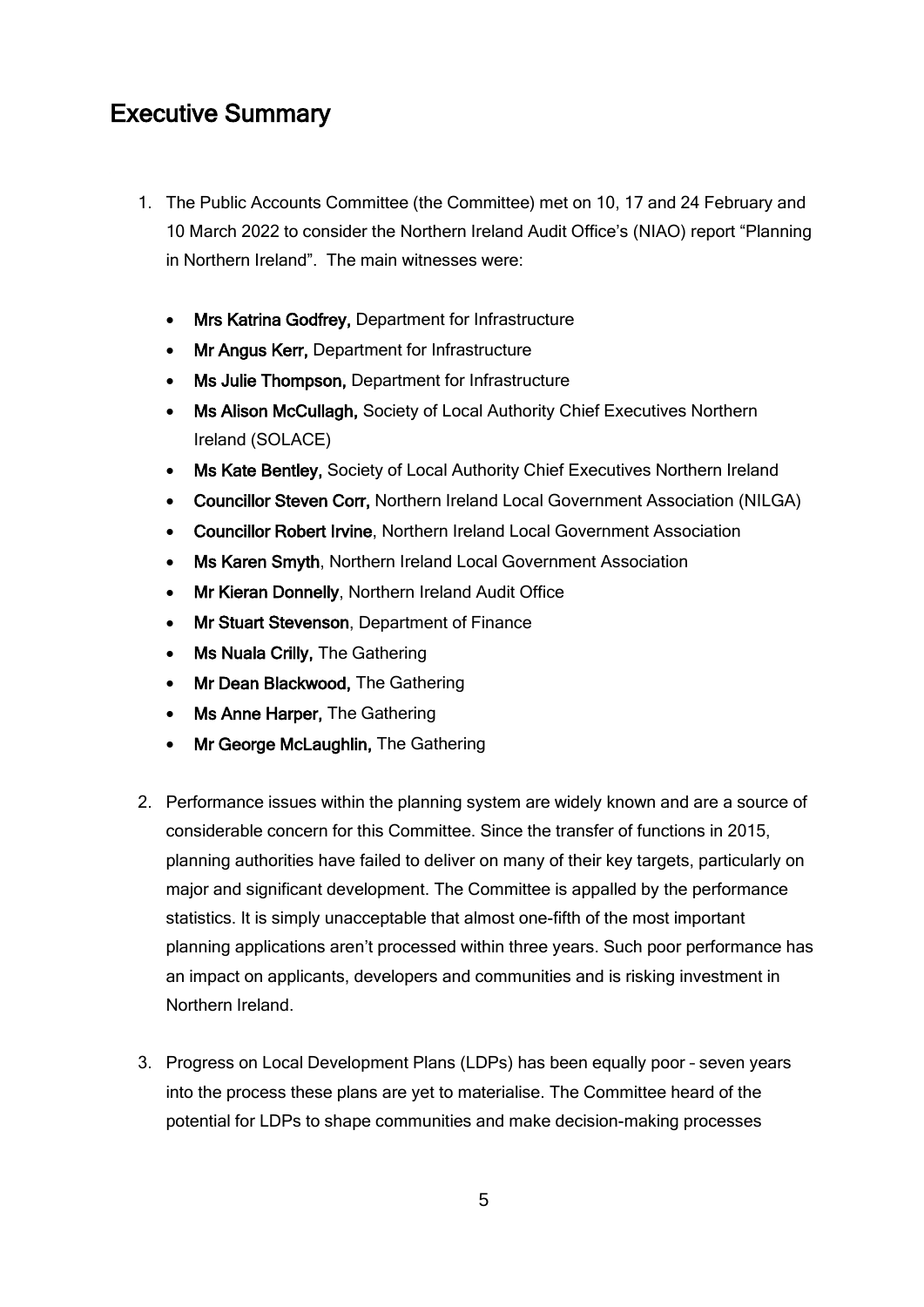## Executive Summary

1. The Public Accounts Committee (the Committee) met on 10, 17 and 24 February and 10 March 2022 to consider the Northern Ireland Audit Office's (NIAO) report "Planning in Northern Ireland". The main witnesses were:

   - **Mrs Katrina Godfrey,** Department for Infrastructure
   - **Mr Angus Kerr,** Department for Infrastructure
   - **Ms Julie Thompson,** Department for Infrastructure
   - **Ms Alison McCullagh,** Society of Local Authority Chief Executives Northern Ireland (SOLACE)
   - **Ms Kate Bentley,** Society of Local Authority Chief Executives Northern Ireland
   - **Councillor Steven Corr,** Northern Ireland Local Government Association (NILGA)
   - **Councillor Robert Irvine**, Northern Ireland Local Government Association
   - **Ms Karen Smyth**, Northern Ireland Local Government Association
   - **Mr Kieran Donnelly**, Northern Ireland Audit Office
   - **Mr Stuart Stevenson**, Department of Finance
   - **Ms Nuala Crilly,** The Gathering
   - **Mr Dean Blackwood,** The Gathering
   - **Ms Anne Harper,** The Gathering
   - **Mr George McLaughlin,** The Gathering

2. Performance issues within the planning system are widely known and are a source of considerable concern for this Committee. Since the transfer of functions in 2015, planning authorities have failed to deliver on many of their key targets, particularly on major and significant development. The Committee is appalled by the performance statistics. It is simply unacceptable that almost one-fifth of the most important planning applications aren't processed within three years. Such poor performance has an impact on applicants, developers and communities and is risking investment in Northern Ireland.

3. Progress on Local Development Plans (LDPs) has been equally poor – seven years into the process these plans are yet to materialise. The Committee heard of the potential for LDPs to shape communities and make decision-making processes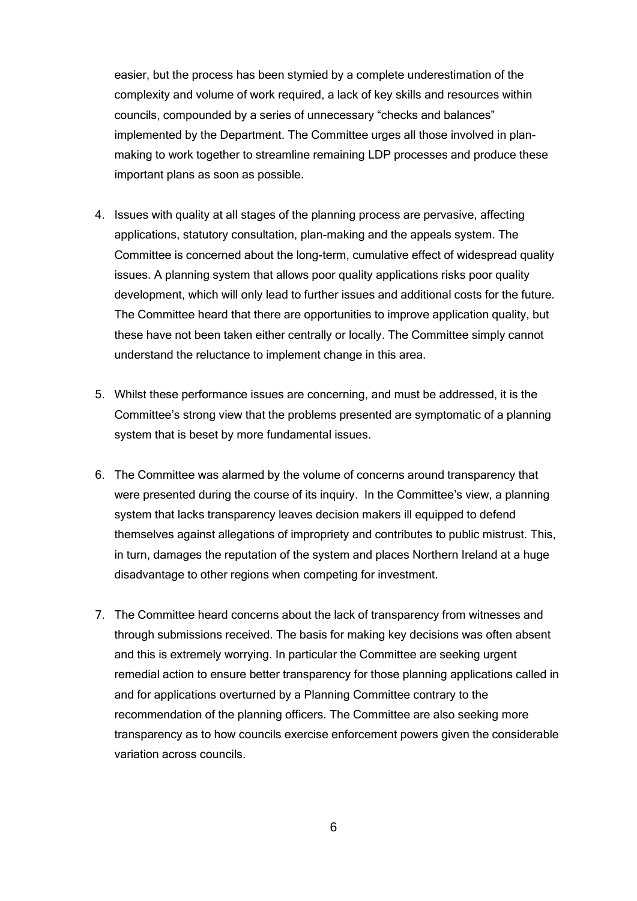easier, but the process has been stymied by a complete underestimation of the complexity and volume of work required, a lack of key skills and resources within councils, compounded by a series of unnecessary "checks and balances" implemented by the Department. The Committee urges all those involved in plan-making to work together to streamline remaining LDP processes and produce these important plans as soon as possible.

4. Issues with quality at all stages of the planning process are pervasive, affecting applications, statutory consultation, plan-making and the appeals system. The Committee is concerned about the long-term, cumulative effect of widespread quality issues. A planning system that allows poor quality applications risks poor quality development, which will only lead to further issues and additional costs for the future. The Committee heard that there are opportunities to improve application quality, but these have not been taken either centrally or locally. The Committee simply cannot understand the reluctance to implement change in this area.

5. Whilst these performance issues are concerning, and must be addressed, it is the Committee's strong view that the problems presented are symptomatic of a planning system that is beset by more fundamental issues.

6. The Committee was alarmed by the volume of concerns around transparency that were presented during the course of its inquiry. In the Committee's view, a planning system that lacks transparency leaves decision makers ill equipped to defend themselves against allegations of impropriety and contributes to public mistrust. This, in turn, damages the reputation of the system and places Northern Ireland at a huge disadvantage to other regions when competing for investment.

7. The Committee heard concerns about the lack of transparency from witnesses and through submissions received. The basis for making key decisions was often absent and this is extremely worrying. In particular the Committee are seeking urgent remedial action to ensure better transparency for those planning applications called in and for applications overturned by a Planning Committee contrary to the recommendation of the planning officers. The Committee are also seeking more transparency as to how councils exercise enforcement powers given the considerable variation across councils.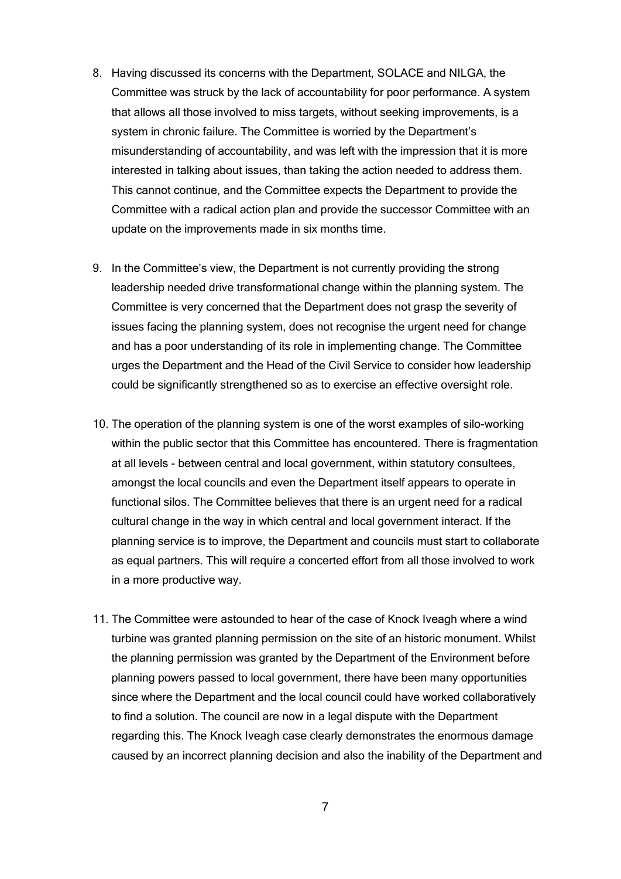8. Having discussed its concerns with the Department, SOLACE and NILGA, the Committee was struck by the lack of accountability for poor performance. A system that allows all those involved to miss targets, without seeking improvements, is a system in chronic failure. The Committee is worried by the Department's misunderstanding of accountability, and was left with the impression that it is more interested in talking about issues, than taking the action needed to address them. This cannot continue, and the Committee expects the Department to provide the Committee with a radical action plan and provide the successor Committee with an update on the improvements made in six months time.

9. In the Committee's view, the Department is not currently providing the strong leadership needed drive transformational change within the planning system. The Committee is very concerned that the Department does not grasp the severity of issues facing the planning system, does not recognise the urgent need for change and has a poor understanding of its role in implementing change. The Committee urges the Department and the Head of the Civil Service to consider how leadership could be significantly strengthened so as to exercise an effective oversight role.

10. The operation of the planning system is one of the worst examples of silo-working within the public sector that this Committee has encountered. There is fragmentation at all levels - between central and local government, within statutory consultees, amongst the local councils and even the Department itself appears to operate in functional silos. The Committee believes that there is an urgent need for a radical cultural change in the way in which central and local government interact. If the planning service is to improve, the Department and councils must start to collaborate as equal partners. This will require a concerted effort from all those involved to work in a more productive way.

11. The Committee were astounded to hear of the case of Knock Iveagh where a wind turbine was granted planning permission on the site of an historic monument. Whilst the planning permission was granted by the Department of the Environment before planning powers passed to local government, there have been many opportunities since where the Department and the local council could have worked collaboratively to find a solution. The council are now in a legal dispute with the Department regarding this. The Knock Iveagh case clearly demonstrates the enormous damage caused by an incorrect planning decision and also the inability of the Department and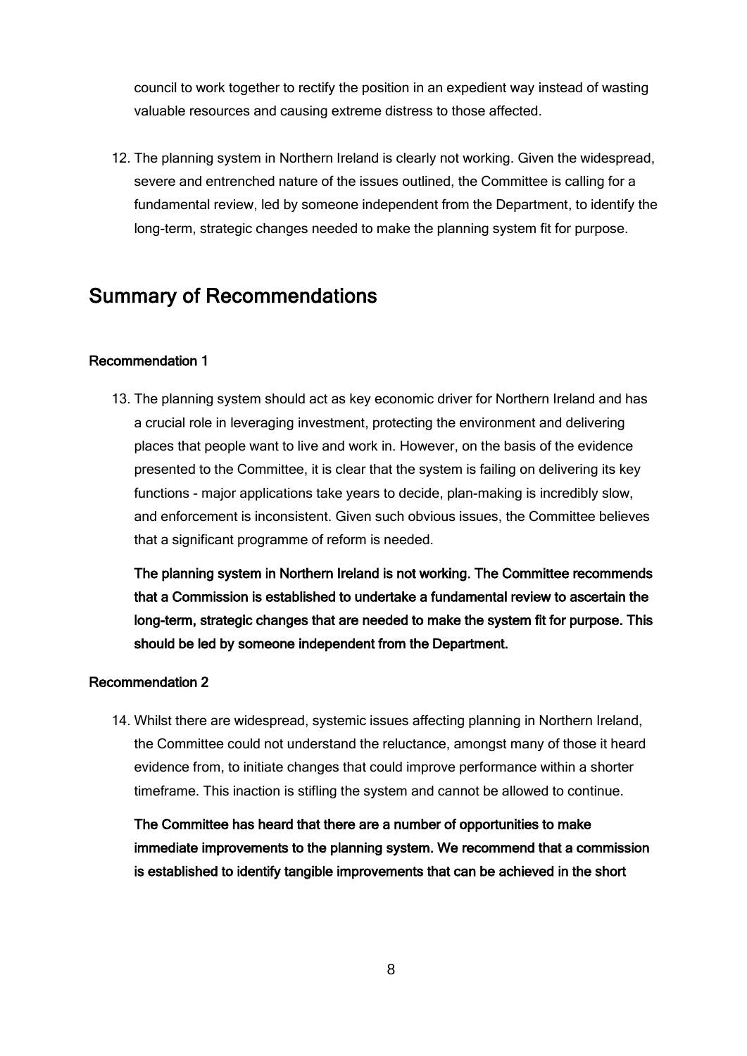council to work together to rectify the position in an expedient way instead of wasting valuable resources and causing extreme distress to those affected.

12. The planning system in Northern Ireland is clearly not working. Given the widespread, severe and entrenched nature of the issues outlined, the Committee is calling for a fundamental review, led by someone independent from the Department, to identify the long-term, strategic changes needed to make the planning system fit for purpose.

## Summary of Recommendations

#### Recommendation 1

13. The planning system should act as key economic driver for Northern Ireland and has a crucial role in leveraging investment, protecting the environment and delivering places that people want to live and work in. However, on the basis of the evidence presented to the Committee, it is clear that the system is failing on delivering its key functions - major applications take years to decide, plan-making is incredibly slow, and enforcement is inconsistent. Given such obvious issues, the Committee believes that a significant programme of reform is needed.

    **The planning system in Northern Ireland is not working. The Committee recommends that a Commission is established to undertake a fundamental review to ascertain the long-term, strategic changes that are needed to make the system fit for purpose. This should be led by someone independent from the Department.**

#### Recommendation 2

14. Whilst there are widespread, systemic issues affecting planning in Northern Ireland, the Committee could not understand the reluctance, amongst many of those it heard evidence from, to initiate changes that could improve performance within a shorter timeframe. This inaction is stifling the system and cannot be allowed to continue.

    **The Committee has heard that there are a number of opportunities to make immediate improvements to the planning system. We recommend that a commission is established to identify tangible improvements that can be achieved in the short**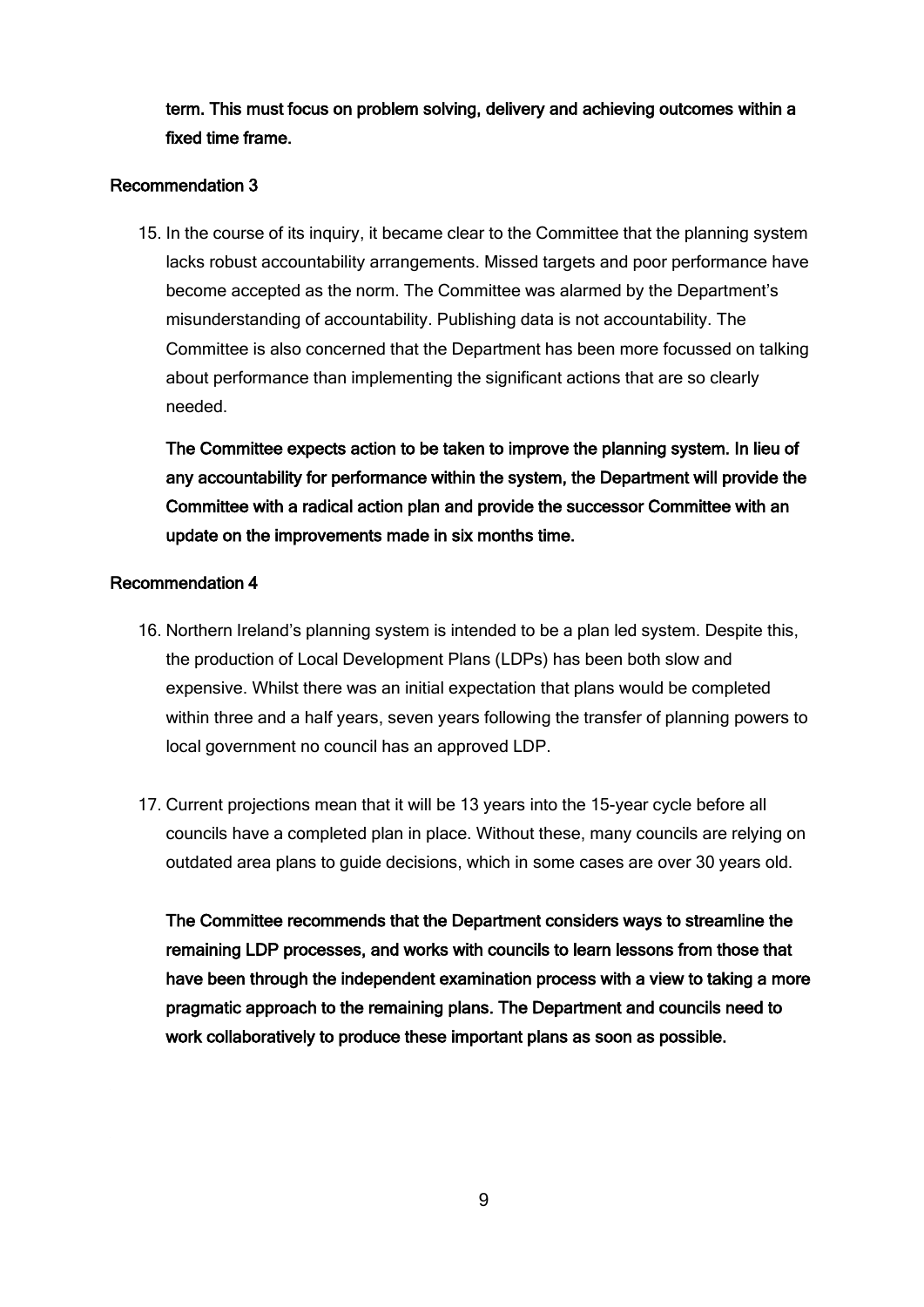**term. This must focus on problem solving, delivery and achieving outcomes within a fixed time frame.**

### Recommendation 3

15. In the course of its inquiry, it became clear to the Committee that the planning system lacks robust accountability arrangements. Missed targets and poor performance have become accepted as the norm. The Committee was alarmed by the Department's misunderstanding of accountability. Publishing data is not accountability. The Committee is also concerned that the Department has been more focussed on talking about performance than implementing the significant actions that are so clearly needed.

    **The Committee expects action to be taken to improve the planning system. In lieu of any accountability for performance within the system, the Department will provide the Committee with a radical action plan and provide the successor Committee with an update on the improvements made in six months time.**

### Recommendation 4

16. Northern Ireland's planning system is intended to be a plan led system. Despite this, the production of Local Development Plans (LDPs) has been both slow and expensive. Whilst there was an initial expectation that plans would be completed within three and a half years, seven years following the transfer of planning powers to local government no council has an approved LDP.

17. Current projections mean that it will be 13 years into the 15-year cycle before all councils have a completed plan in place. Without these, many councils are relying on outdated area plans to guide decisions, which in some cases are over 30 years old.

    **The Committee recommends that the Department considers ways to streamline the remaining LDP processes, and works with councils to learn lessons from those that have been through the independent examination process with a view to taking a more pragmatic approach to the remaining plans. The Department and councils need to work collaboratively to produce these important plans as soon as possible.**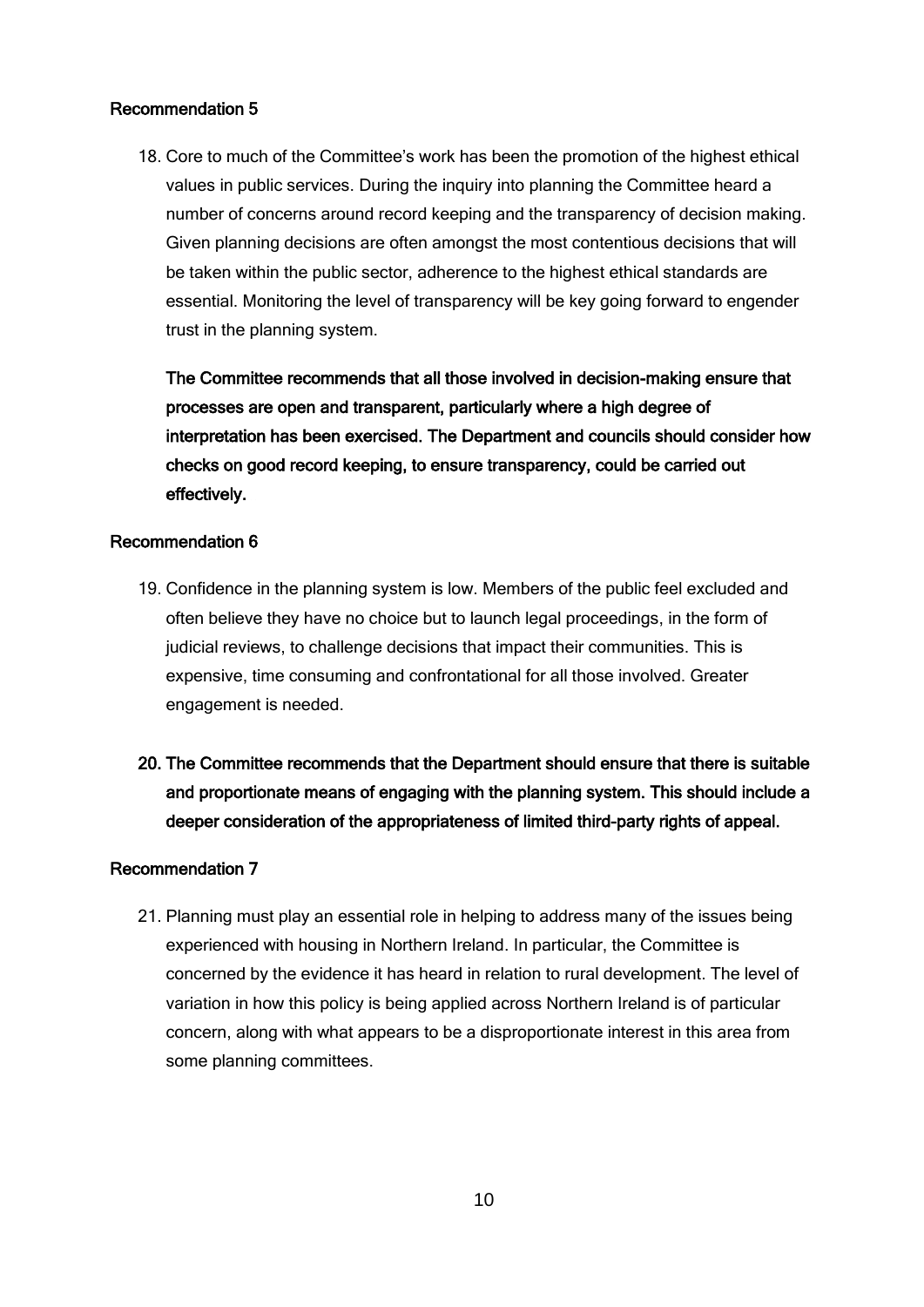### Recommendation 5

18. Core to much of the Committee's work has been the promotion of the highest ethical values in public services. During the inquiry into planning the Committee heard a number of concerns around record keeping and the transparency of decision making. Given planning decisions are often amongst the most contentious decisions that will be taken within the public sector, adherence to the highest ethical standards are essential. Monitoring the level of transparency will be key going forward to engender trust in the planning system.

    **The Committee recommends that all those involved in decision-making ensure that processes are open and transparent, particularly where a high degree of interpretation has been exercised. The Department and councils should consider how checks on good record keeping, to ensure transparency, could be carried out effectively.**

### Recommendation 6

19. Confidence in the planning system is low. Members of the public feel excluded and often believe they have no choice but to launch legal proceedings, in the form of judicial reviews, to challenge decisions that impact their communities. This is expensive, time consuming and confrontational for all those involved. Greater engagement is needed.

20. **The Committee recommends that the Department should ensure that there is suitable and proportionate means of engaging with the planning system. This should include a deeper consideration of the appropriateness of limited third-party rights of appeal.**

### Recommendation 7

21. Planning must play an essential role in helping to address many of the issues being experienced with housing in Northern Ireland. In particular, the Committee is concerned by the evidence it has heard in relation to rural development. The level of variation in how this policy is being applied across Northern Ireland is of particular concern, along with what appears to be a disproportionate interest in this area from some planning committees.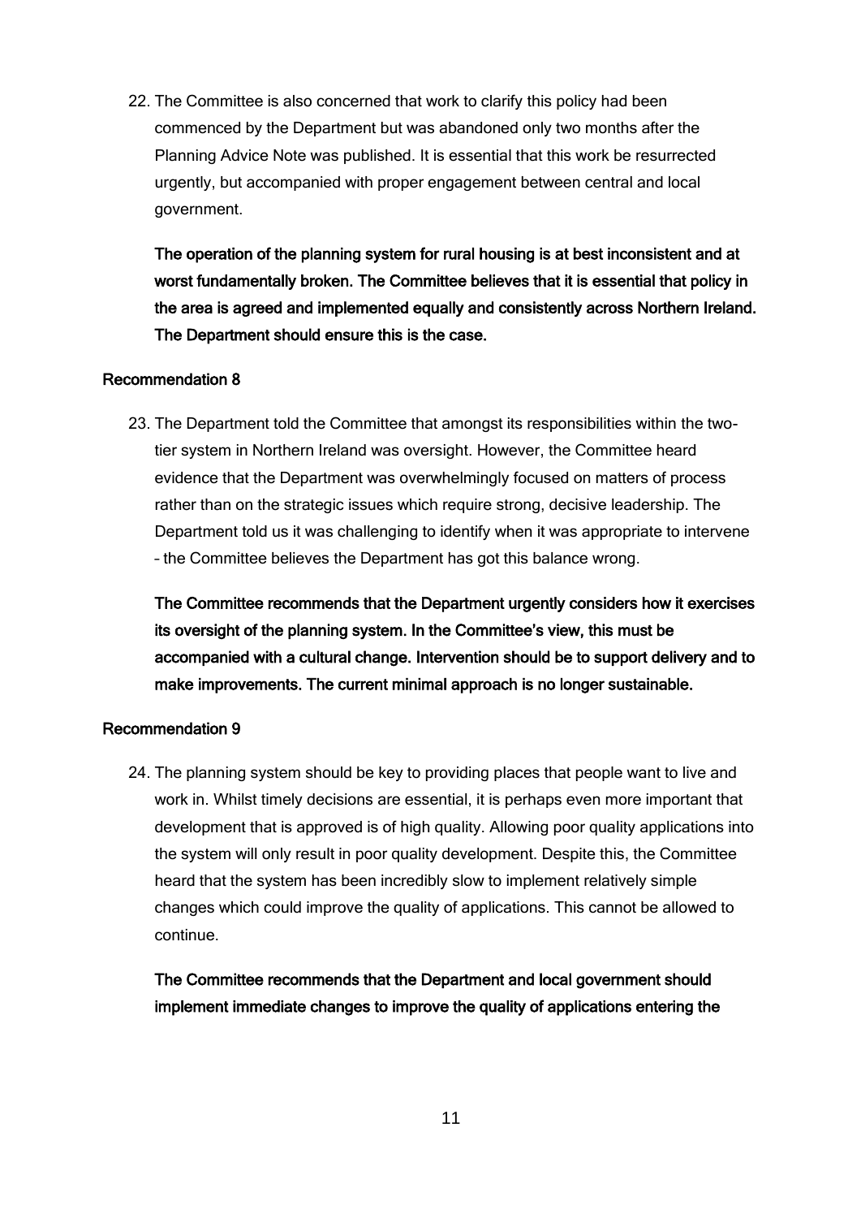22. The Committee is also concerned that work to clarify this policy had been commenced by the Department but was abandoned only two months after the Planning Advice Note was published. It is essential that this work be resurrected urgently, but accompanied with proper engagement between central and local government.

    **The operation of the planning system for rural housing is at best inconsistent and at worst fundamentally broken. The Committee believes that it is essential that policy in the area is agreed and implemented equally and consistently across Northern Ireland. The Department should ensure this is the case.**

### Recommendation 8

23. The Department told the Committee that amongst its responsibilities within the two-tier system in Northern Ireland was oversight. However, the Committee heard evidence that the Department was overwhelmingly focused on matters of process rather than on the strategic issues which require strong, decisive leadership. The Department told us it was challenging to identify when it was appropriate to intervene – the Committee believes the Department has got this balance wrong.

    **The Committee recommends that the Department urgently considers how it exercises its oversight of the planning system. In the Committee's view, this must be accompanied with a cultural change. Intervention should be to support delivery and to make improvements. The current minimal approach is no longer sustainable.**

### Recommendation 9

24. The planning system should be key to providing places that people want to live and work in. Whilst timely decisions are essential, it is perhaps even more important that development that is approved is of high quality. Allowing poor quality applications into the system will only result in poor quality development. Despite this, the Committee heard that the system has been incredibly slow to implement relatively simple changes which could improve the quality of applications. This cannot be allowed to continue.

    **The Committee recommends that the Department and local government should implement immediate changes to improve the quality of applications entering the**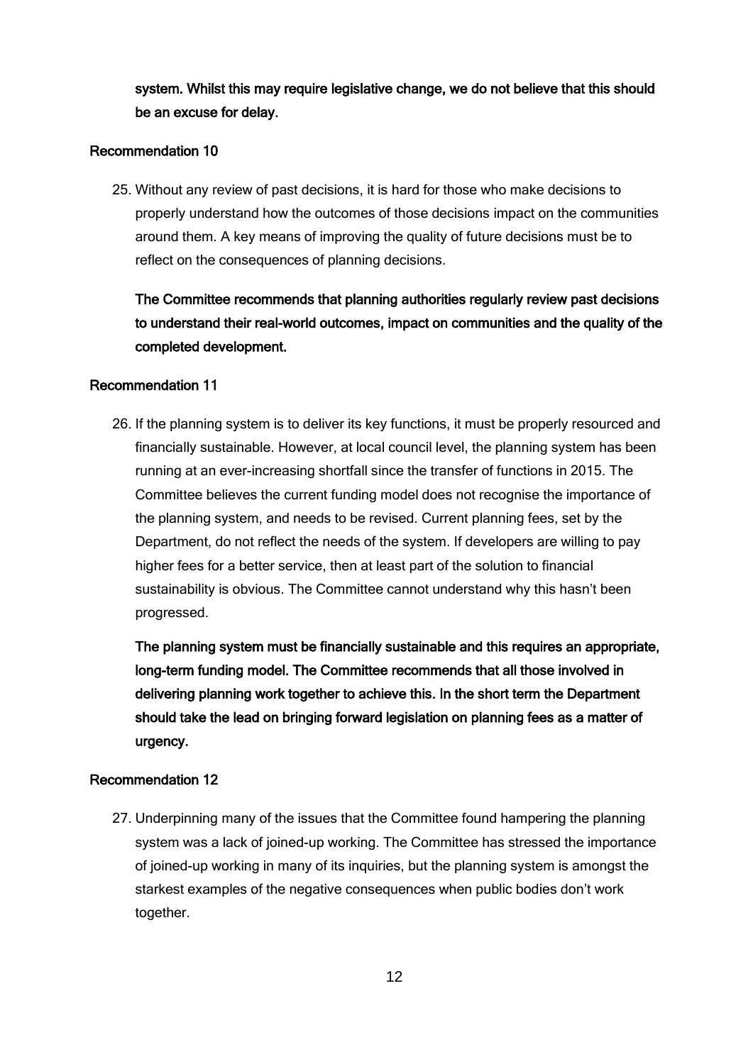**system. Whilst this may require legislative change, we do not believe that this should be an excuse for delay.**

### Recommendation 10

25. Without any review of past decisions, it is hard for those who make decisions to properly understand how the outcomes of those decisions impact on the communities around them. A key means of improving the quality of future decisions must be to reflect on the consequences of planning decisions.

    **The Committee recommends that planning authorities regularly review past decisions to understand their real-world outcomes, impact on communities and the quality of the completed development.**

### Recommendation 11

26. If the planning system is to deliver its key functions, it must be properly resourced and financially sustainable. However, at local council level, the planning system has been running at an ever-increasing shortfall since the transfer of functions in 2015. The Committee believes the current funding model does not recognise the importance of the planning system, and needs to be revised. Current planning fees, set by the Department, do not reflect the needs of the system. If developers are willing to pay higher fees for a better service, then at least part of the solution to financial sustainability is obvious. The Committee cannot understand why this hasn't been progressed.

    **The planning system must be financially sustainable and this requires an appropriate, long-term funding model. The Committee recommends that all those involved in delivering planning work together to achieve this. In the short term the Department should take the lead on bringing forward legislation on planning fees as a matter of urgency.**

### Recommendation 12

27. Underpinning many of the issues that the Committee found hampering the planning system was a lack of joined-up working. The Committee has stressed the importance of joined-up working in many of its inquiries, but the planning system is amongst the starkest examples of the negative consequences when public bodies don't work together.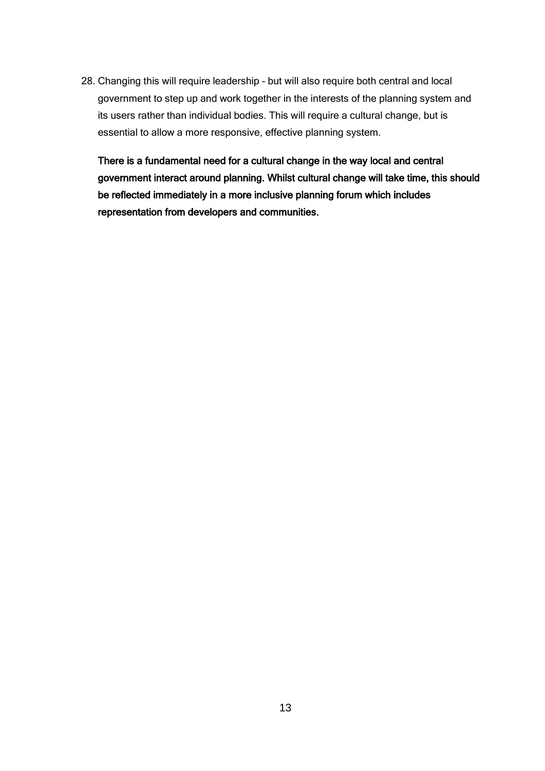28. Changing this will require leadership – but will also require both central and local government to step up and work together in the interests of the planning system and its users rather than individual bodies. This will require a cultural change, but is essential to allow a more responsive, effective planning system.

    **There is a fundamental need for a cultural change in the way local and central government interact around planning. Whilst cultural change will take time, this should be reflected immediately in a more inclusive planning forum which includes representation from developers and communities.**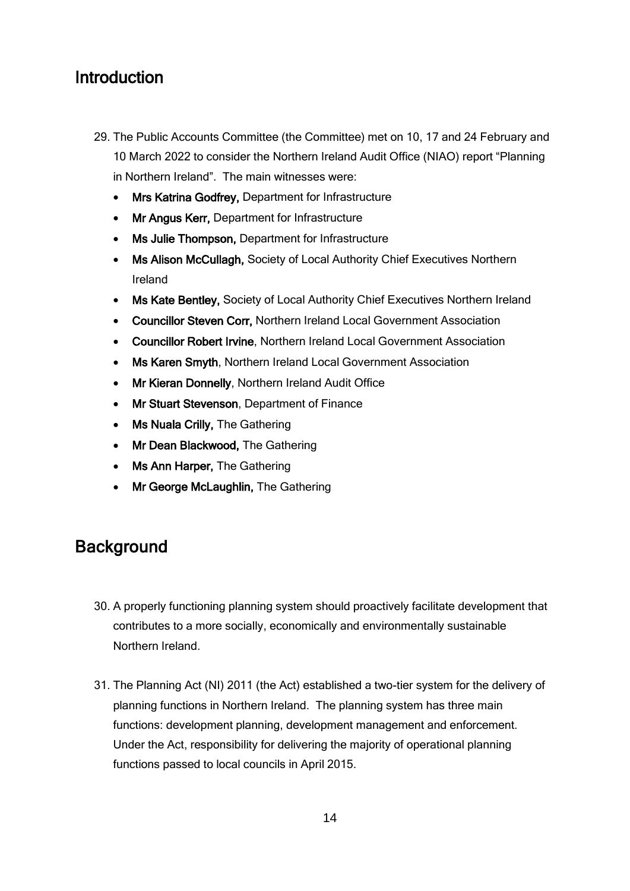## Introduction

29. The Public Accounts Committee (the Committee) met on 10, 17 and 24 February and 10 March 2022 to consider the Northern Ireland Audit Office (NIAO) report "Planning in Northern Ireland". The main witnesses were:
    - **Mrs Katrina Godfrey,** Department for Infrastructure
    - **Mr Angus Kerr,** Department for Infrastructure
    - **Ms Julie Thompson,** Department for Infrastructure
    - **Ms Alison McCullagh,** Society of Local Authority Chief Executives Northern Ireland
    - **Ms Kate Bentley,** Society of Local Authority Chief Executives Northern Ireland
    - **Councillor Steven Corr,** Northern Ireland Local Government Association
    - **Councillor Robert Irvine**, Northern Ireland Local Government Association
    - **Ms Karen Smyth**, Northern Ireland Local Government Association
    - **Mr Kieran Donnelly**, Northern Ireland Audit Office
    - **Mr Stuart Stevenson**, Department of Finance
    - **Ms Nuala Crilly,** The Gathering
    - **Mr Dean Blackwood,** The Gathering
    - **Ms Ann Harper,** The Gathering
    - **Mr George McLaughlin,** The Gathering

## Background

30. A properly functioning planning system should proactively facilitate development that contributes to a more socially, economically and environmentally sustainable Northern Ireland.

31. The Planning Act (NI) 2011 (the Act) established a two-tier system for the delivery of planning functions in Northern Ireland. The planning system has three main functions: development planning, development management and enforcement. Under the Act, responsibility for delivering the majority of operational planning functions passed to local councils in April 2015.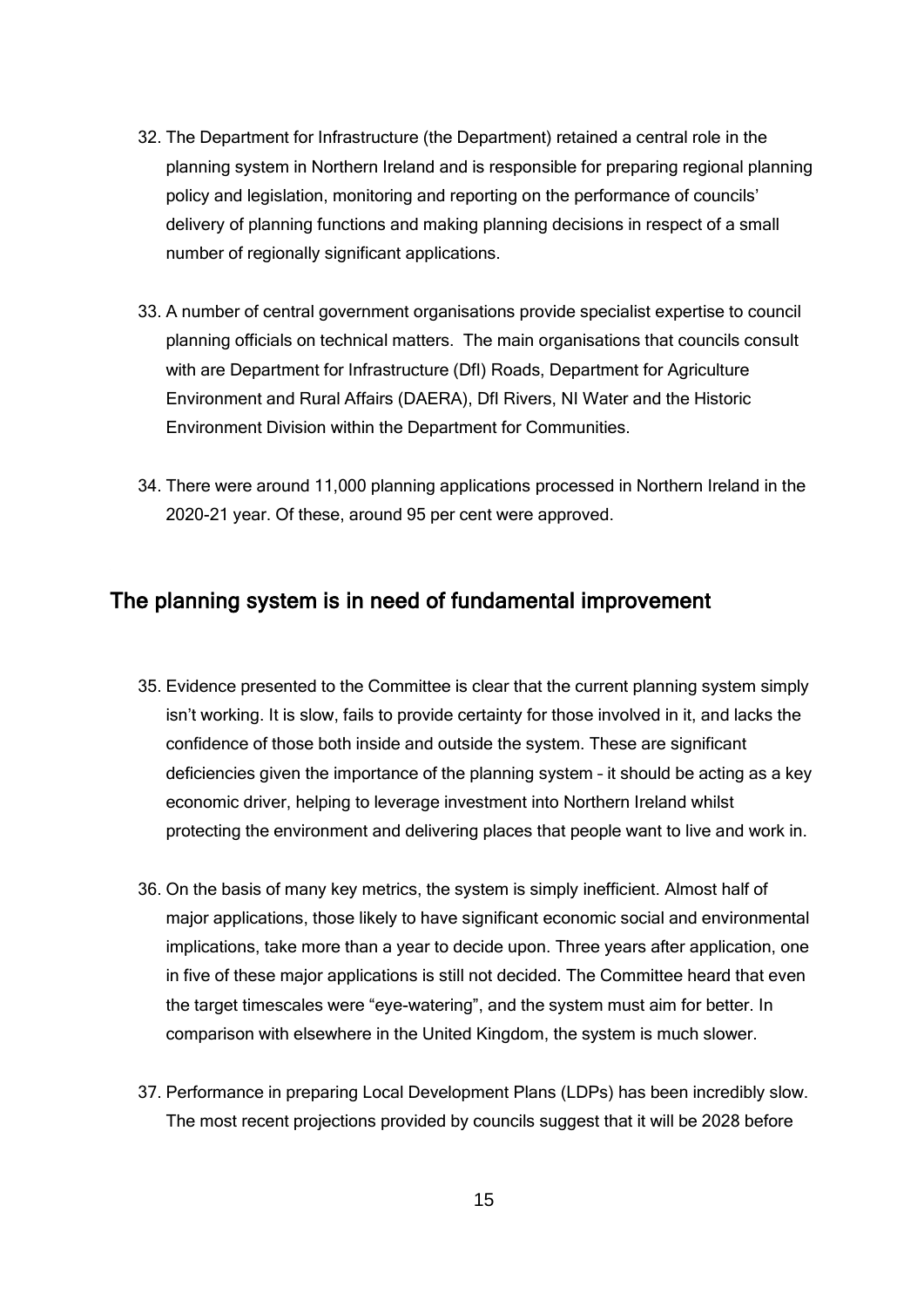32. The Department for Infrastructure (the Department) retained a central role in the planning system in Northern Ireland and is responsible for preparing regional planning policy and legislation, monitoring and reporting on the performance of councils' delivery of planning functions and making planning decisions in respect of a small number of regionally significant applications.

33. A number of central government organisations provide specialist expertise to council planning officials on technical matters. The main organisations that councils consult with are Department for Infrastructure (DfI) Roads, Department for Agriculture Environment and Rural Affairs (DAERA), DfI Rivers, NI Water and the Historic Environment Division within the Department for Communities.

34. There were around 11,000 planning applications processed in Northern Ireland in the 2020-21 year. Of these, around 95 per cent were approved.

## The planning system is in need of fundamental improvement

35. Evidence presented to the Committee is clear that the current planning system simply isn't working. It is slow, fails to provide certainty for those involved in it, and lacks the confidence of those both inside and outside the system. These are significant deficiencies given the importance of the planning system – it should be acting as a key economic driver, helping to leverage investment into Northern Ireland whilst protecting the environment and delivering places that people want to live and work in.

36. On the basis of many key metrics, the system is simply inefficient. Almost half of major applications, those likely to have significant economic social and environmental implications, take more than a year to decide upon. Three years after application, one in five of these major applications is still not decided. The Committee heard that even the target timescales were "eye-watering", and the system must aim for better. In comparison with elsewhere in the United Kingdom, the system is much slower.

37. Performance in preparing Local Development Plans (LDPs) has been incredibly slow. The most recent projections provided by councils suggest that it will be 2028 before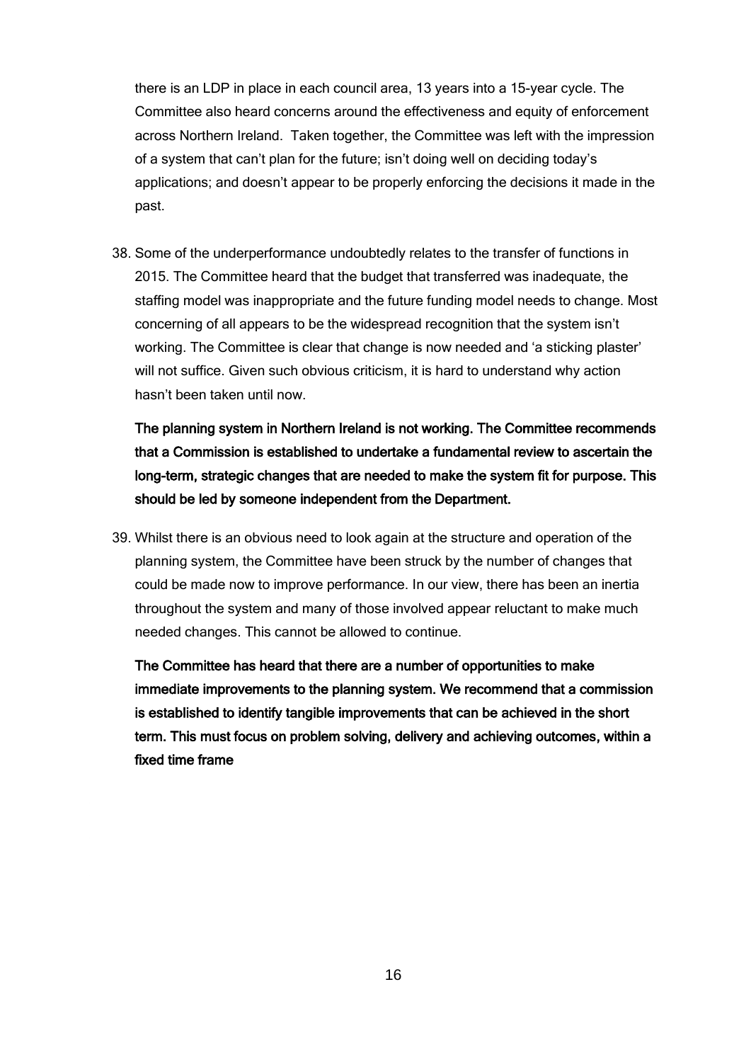there is an LDP in place in each council area, 13 years into a 15-year cycle. The Committee also heard concerns around the effectiveness and equity of enforcement across Northern Ireland. Taken together, the Committee was left with the impression of a system that can't plan for the future; isn't doing well on deciding today's applications; and doesn't appear to be properly enforcing the decisions it made in the past.

38. Some of the underperformance undoubtedly relates to the transfer of functions in 2015. The Committee heard that the budget that transferred was inadequate, the staffing model was inappropriate and the future funding model needs to change. Most concerning of all appears to be the widespread recognition that the system isn't working. The Committee is clear that change is now needed and 'a sticking plaster' will not suffice. Given such obvious criticism, it is hard to understand why action hasn't been taken until now.

    **The planning system in Northern Ireland is not working. The Committee recommends that a Commission is established to undertake a fundamental review to ascertain the long-term, strategic changes that are needed to make the system fit for purpose. This should be led by someone independent from the Department.**

39. Whilst there is an obvious need to look again at the structure and operation of the planning system, the Committee have been struck by the number of changes that could be made now to improve performance. In our view, there has been an inertia throughout the system and many of those involved appear reluctant to make much needed changes. This cannot be allowed to continue.

    **The Committee has heard that there are a number of opportunities to make immediate improvements to the planning system. We recommend that a commission is established to identify tangible improvements that can be achieved in the short term. This must focus on problem solving, delivery and achieving outcomes, within a fixed time frame**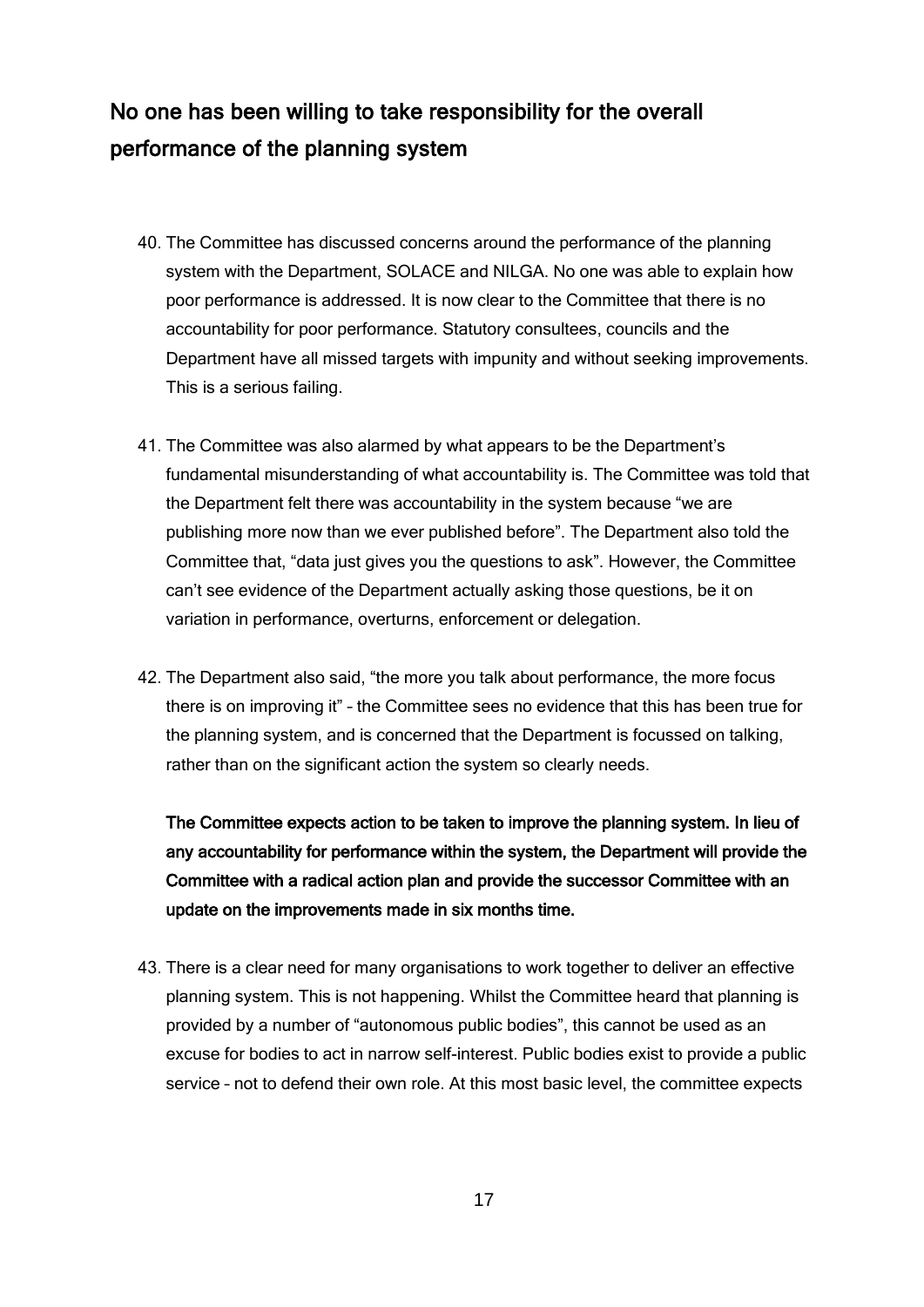## No one has been willing to take responsibility for the overall performance of the planning system

40. The Committee has discussed concerns around the performance of the planning system with the Department, SOLACE and NILGA. No one was able to explain how poor performance is addressed. It is now clear to the Committee that there is no accountability for poor performance. Statutory consultees, councils and the Department have all missed targets with impunity and without seeking improvements. This is a serious failing.

41. The Committee was also alarmed by what appears to be the Department's fundamental misunderstanding of what accountability is. The Committee was told that the Department felt there was accountability in the system because "we are publishing more now than we ever published before". The Department also told the Committee that, "data just gives you the questions to ask". However, the Committee can't see evidence of the Department actually asking those questions, be it on variation in performance, overturns, enforcement or delegation.

42. The Department also said, "the more you talk about performance, the more focus there is on improving it" – the Committee sees no evidence that this has been true for the planning system, and is concerned that the Department is focussed on talking, rather than on the significant action the system so clearly needs.

    **The Committee expects action to be taken to improve the planning system. In lieu of any accountability for performance within the system, the Department will provide the Committee with a radical action plan and provide the successor Committee with an update on the improvements made in six months time.**

43. There is a clear need for many organisations to work together to deliver an effective planning system. This is not happening. Whilst the Committee heard that planning is provided by a number of "autonomous public bodies", this cannot be used as an excuse for bodies to act in narrow self-interest. Public bodies exist to provide a public service – not to defend their own role. At this most basic level, the committee expects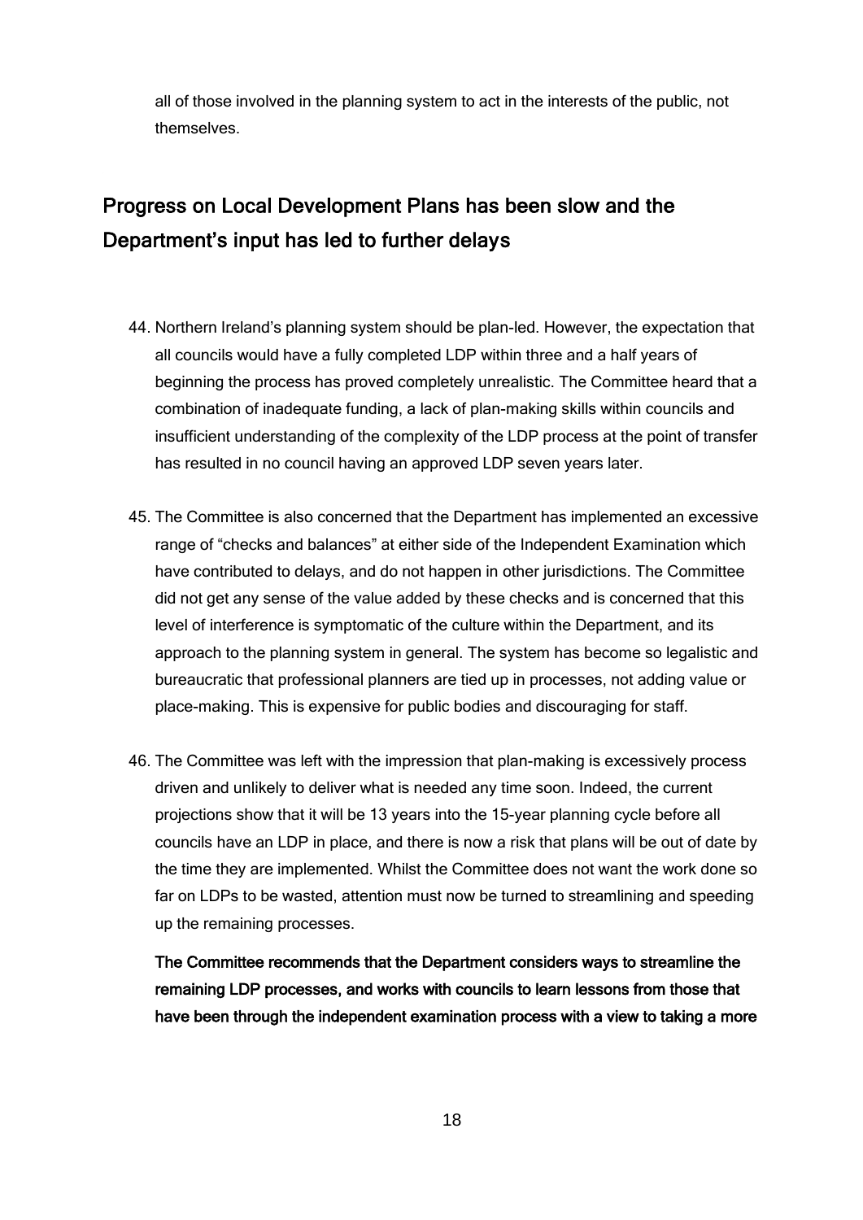all of those involved in the planning system to act in the interests of the public, not themselves.

## Progress on Local Development Plans has been slow and the Department's input has led to further delays

44. Northern Ireland's planning system should be plan-led. However, the expectation that all councils would have a fully completed LDP within three and a half years of beginning the process has proved completely unrealistic. The Committee heard that a combination of inadequate funding, a lack of plan-making skills within councils and insufficient understanding of the complexity of the LDP process at the point of transfer has resulted in no council having an approved LDP seven years later.

45. The Committee is also concerned that the Department has implemented an excessive range of "checks and balances" at either side of the Independent Examination which have contributed to delays, and do not happen in other jurisdictions. The Committee did not get any sense of the value added by these checks and is concerned that this level of interference is symptomatic of the culture within the Department, and its approach to the planning system in general. The system has become so legalistic and bureaucratic that professional planners are tied up in processes, not adding value or place-making. This is expensive for public bodies and discouraging for staff.

46. The Committee was left with the impression that plan-making is excessively process driven and unlikely to deliver what is needed any time soon. Indeed, the current projections show that it will be 13 years into the 15-year planning cycle before all councils have an LDP in place, and there is now a risk that plans will be out of date by the time they are implemented. Whilst the Committee does not want the work done so far on LDPs to be wasted, attention must now be turned to streamlining and speeding up the remaining processes.

    **The Committee recommends that the Department considers ways to streamline the remaining LDP processes, and works with councils to learn lessons from those that have been through the independent examination process with a view to taking a more**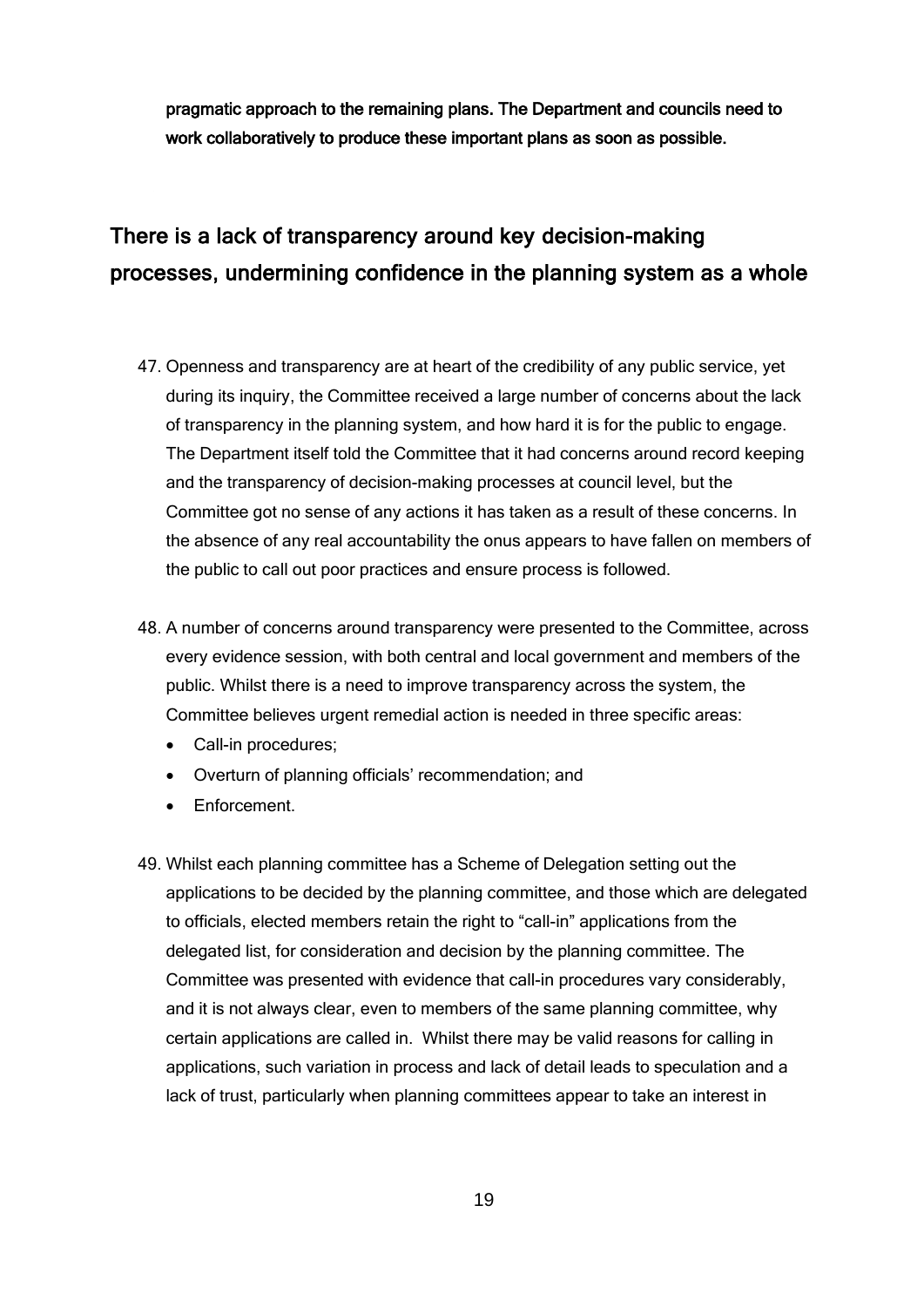**pragmatic approach to the remaining plans. The Department and councils need to work collaboratively to produce these important plans as soon as possible.**

## There is a lack of transparency around key decision-making processes, undermining confidence in the planning system as a whole

47. Openness and transparency are at heart of the credibility of any public service, yet during its inquiry, the Committee received a large number of concerns about the lack of transparency in the planning system, and how hard it is for the public to engage. The Department itself told the Committee that it had concerns around record keeping and the transparency of decision-making processes at council level, but the Committee got no sense of any actions it has taken as a result of these concerns. In the absence of any real accountability the onus appears to have fallen on members of the public to call out poor practices and ensure process is followed.

48. A number of concerns around transparency were presented to the Committee, across every evidence session, with both central and local government and members of the public. Whilst there is a need to improve transparency across the system, the Committee believes urgent remedial action is needed in three specific areas:
    - Call-in procedures;
    - Overturn of planning officials' recommendation; and
    - Enforcement.

49. Whilst each planning committee has a Scheme of Delegation setting out the applications to be decided by the planning committee, and those which are delegated to officials, elected members retain the right to "call-in" applications from the delegated list, for consideration and decision by the planning committee. The Committee was presented with evidence that call-in procedures vary considerably, and it is not always clear, even to members of the same planning committee, why certain applications are called in. Whilst there may be valid reasons for calling in applications, such variation in process and lack of detail leads to speculation and a lack of trust, particularly when planning committees appear to take an interest in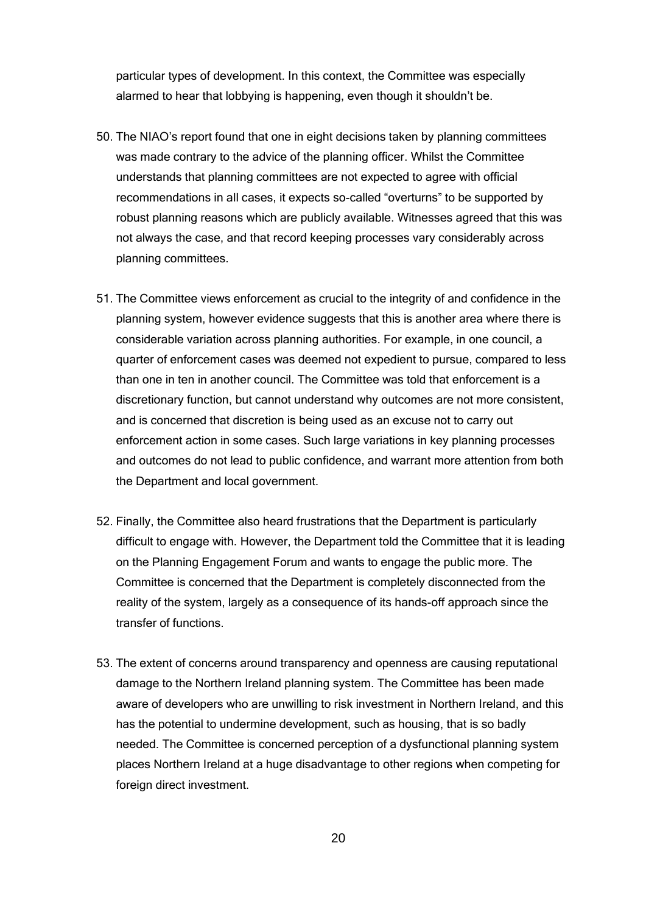particular types of development. In this context, the Committee was especially alarmed to hear that lobbying is happening, even though it shouldn't be.

50. The NIAO's report found that one in eight decisions taken by planning committees was made contrary to the advice of the planning officer. Whilst the Committee understands that planning committees are not expected to agree with official recommendations in all cases, it expects so-called "overturns" to be supported by robust planning reasons which are publicly available. Witnesses agreed that this was not always the case, and that record keeping processes vary considerably across planning committees.

51. The Committee views enforcement as crucial to the integrity of and confidence in the planning system, however evidence suggests that this is another area where there is considerable variation across planning authorities. For example, in one council, a quarter of enforcement cases was deemed not expedient to pursue, compared to less than one in ten in another council. The Committee was told that enforcement is a discretionary function, but cannot understand why outcomes are not more consistent, and is concerned that discretion is being used as an excuse not to carry out enforcement action in some cases. Such large variations in key planning processes and outcomes do not lead to public confidence, and warrant more attention from both the Department and local government.

52. Finally, the Committee also heard frustrations that the Department is particularly difficult to engage with. However, the Department told the Committee that it is leading on the Planning Engagement Forum and wants to engage the public more. The Committee is concerned that the Department is completely disconnected from the reality of the system, largely as a consequence of its hands-off approach since the transfer of functions.

53. The extent of concerns around transparency and openness are causing reputational damage to the Northern Ireland planning system. The Committee has been made aware of developers who are unwilling to risk investment in Northern Ireland, and this has the potential to undermine development, such as housing, that is so badly needed. The Committee is concerned perception of a dysfunctional planning system places Northern Ireland at a huge disadvantage to other regions when competing for foreign direct investment.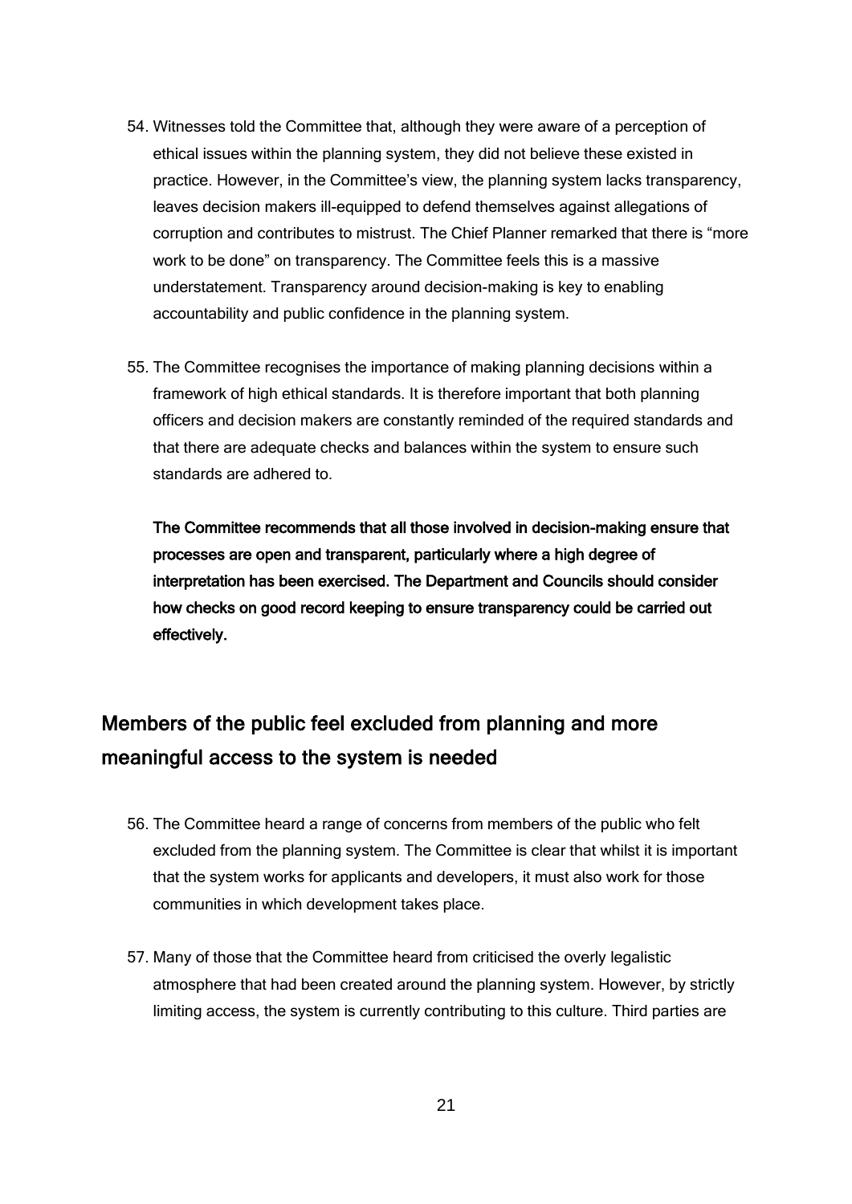54. Witnesses told the Committee that, although they were aware of a perception of ethical issues within the planning system, they did not believe these existed in practice. However, in the Committee's view, the planning system lacks transparency, leaves decision makers ill-equipped to defend themselves against allegations of corruption and contributes to mistrust. The Chief Planner remarked that there is "more work to be done" on transparency. The Committee feels this is a massive understatement. Transparency around decision-making is key to enabling accountability and public confidence in the planning system.

55. The Committee recognises the importance of making planning decisions within a framework of high ethical standards. It is therefore important that both planning officers and decision makers are constantly reminded of the required standards and that there are adequate checks and balances within the system to ensure such standards are adhered to.

    **The Committee recommends that all those involved in decision-making ensure that processes are open and transparent, particularly where a high degree of interpretation has been exercised. The Department and Councils should consider how checks on good record keeping to ensure transparency could be carried out effectively.**

## Members of the public feel excluded from planning and more meaningful access to the system is needed

56. The Committee heard a range of concerns from members of the public who felt excluded from the planning system. The Committee is clear that whilst it is important that the system works for applicants and developers, it must also work for those communities in which development takes place.

57. Many of those that the Committee heard from criticised the overly legalistic atmosphere that had been created around the planning system. However, by strictly limiting access, the system is currently contributing to this culture. Third parties are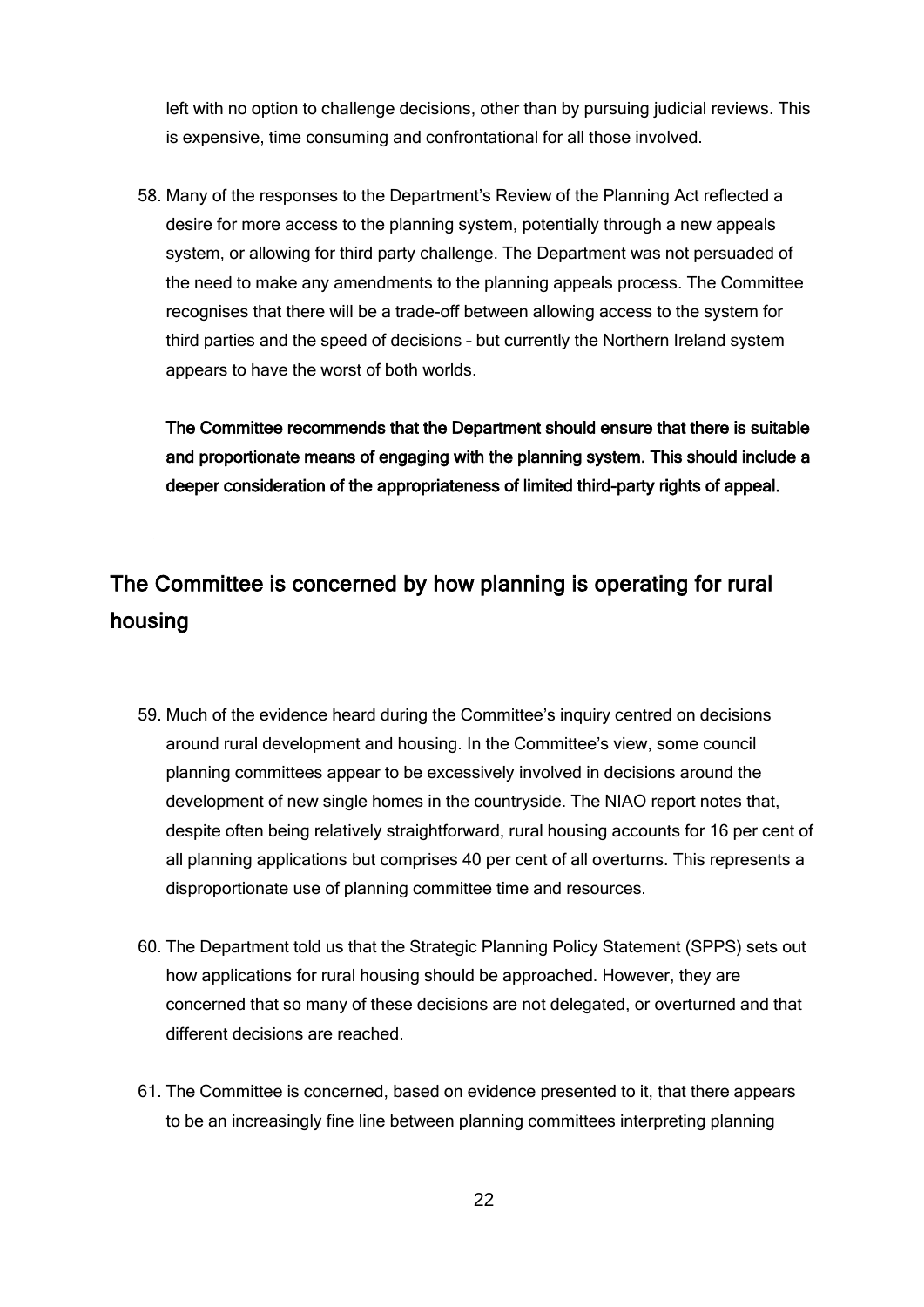left with no option to challenge decisions, other than by pursuing judicial reviews. This is expensive, time consuming and confrontational for all those involved.

58. Many of the responses to the Department's Review of the Planning Act reflected a desire for more access to the planning system, potentially through a new appeals system, or allowing for third party challenge. The Department was not persuaded of the need to make any amendments to the planning appeals process. The Committee recognises that there will be a trade-off between allowing access to the system for third parties and the speed of decisions – but currently the Northern Ireland system appears to have the worst of both worlds.

    **The Committee recommends that the Department should ensure that there is suitable and proportionate means of engaging with the planning system. This should include a deeper consideration of the appropriateness of limited third-party rights of appeal.**

## The Committee is concerned by how planning is operating for rural housing

59. Much of the evidence heard during the Committee's inquiry centred on decisions around rural development and housing. In the Committee's view, some council planning committees appear to be excessively involved in decisions around the development of new single homes in the countryside. The NIAO report notes that, despite often being relatively straightforward, rural housing accounts for 16 per cent of all planning applications but comprises 40 per cent of all overturns. This represents a disproportionate use of planning committee time and resources.

60. The Department told us that the Strategic Planning Policy Statement (SPPS) sets out how applications for rural housing should be approached. However, they are concerned that so many of these decisions are not delegated, or overturned and that different decisions are reached.

61. The Committee is concerned, based on evidence presented to it, that there appears to be an increasingly fine line between planning committees interpreting planning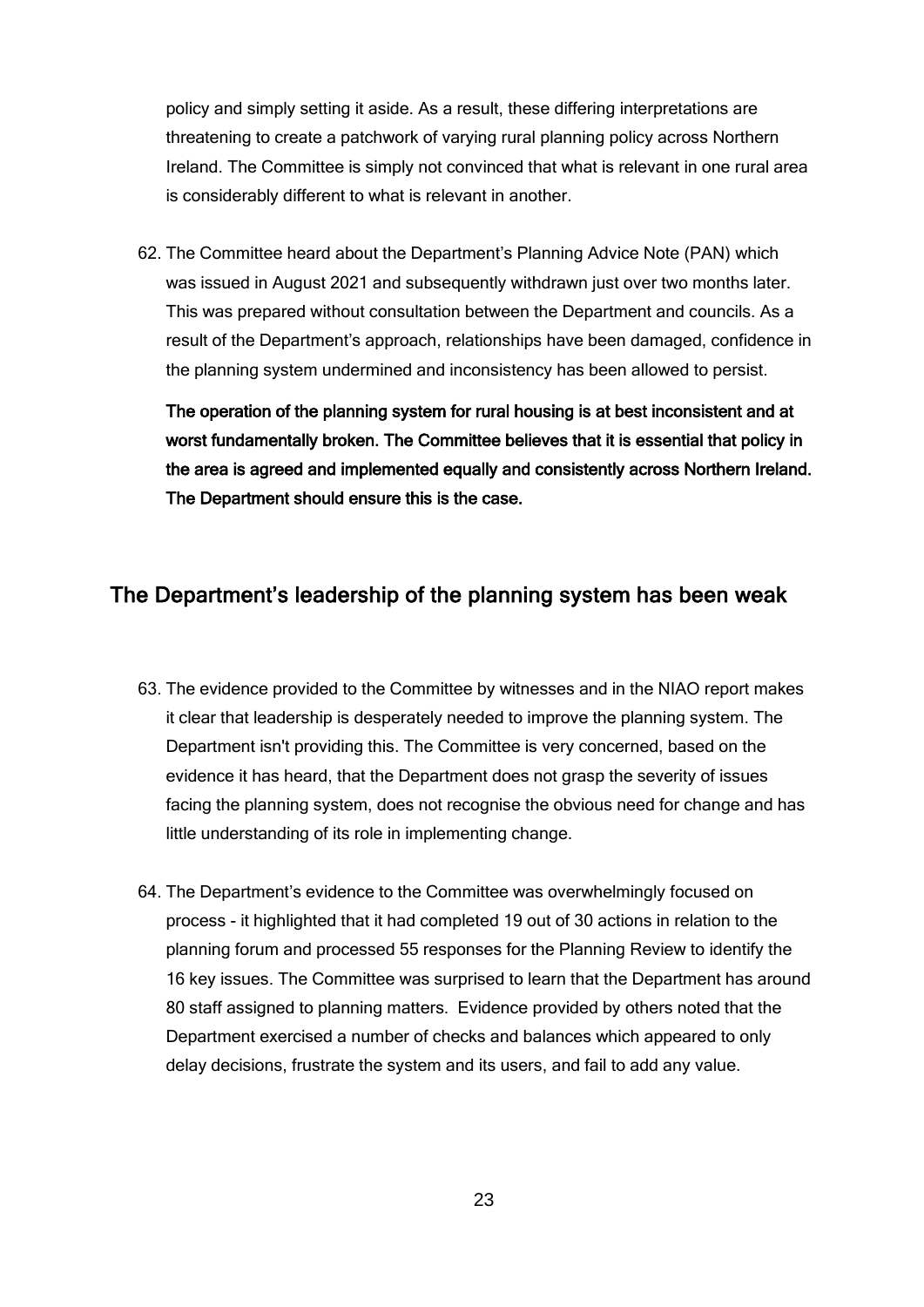policy and simply setting it aside. As a result, these differing interpretations are threatening to create a patchwork of varying rural planning policy across Northern Ireland. The Committee is simply not convinced that what is relevant in one rural area is considerably different to what is relevant in another.

62. The Committee heard about the Department's Planning Advice Note (PAN) which was issued in August 2021 and subsequently withdrawn just over two months later. This was prepared without consultation between the Department and councils. As a result of the Department's approach, relationships have been damaged, confidence in the planning system undermined and inconsistency has been allowed to persist.

    **The operation of the planning system for rural housing is at best inconsistent and at worst fundamentally broken. The Committee believes that it is essential that policy in the area is agreed and implemented equally and consistently across Northern Ireland. The Department should ensure this is the case.**

## The Department's leadership of the planning system has been weak

63. The evidence provided to the Committee by witnesses and in the NIAO report makes it clear that leadership is desperately needed to improve the planning system. The Department isn't providing this. The Committee is very concerned, based on the evidence it has heard, that the Department does not grasp the severity of issues facing the planning system, does not recognise the obvious need for change and has little understanding of its role in implementing change.

64. The Department's evidence to the Committee was overwhelmingly focused on process - it highlighted that it had completed 19 out of 30 actions in relation to the planning forum and processed 55 responses for the Planning Review to identify the 16 key issues. The Committee was surprised to learn that the Department has around 80 staff assigned to planning matters. Evidence provided by others noted that the Department exercised a number of checks and balances which appeared to only delay decisions, frustrate the system and its users, and fail to add any value.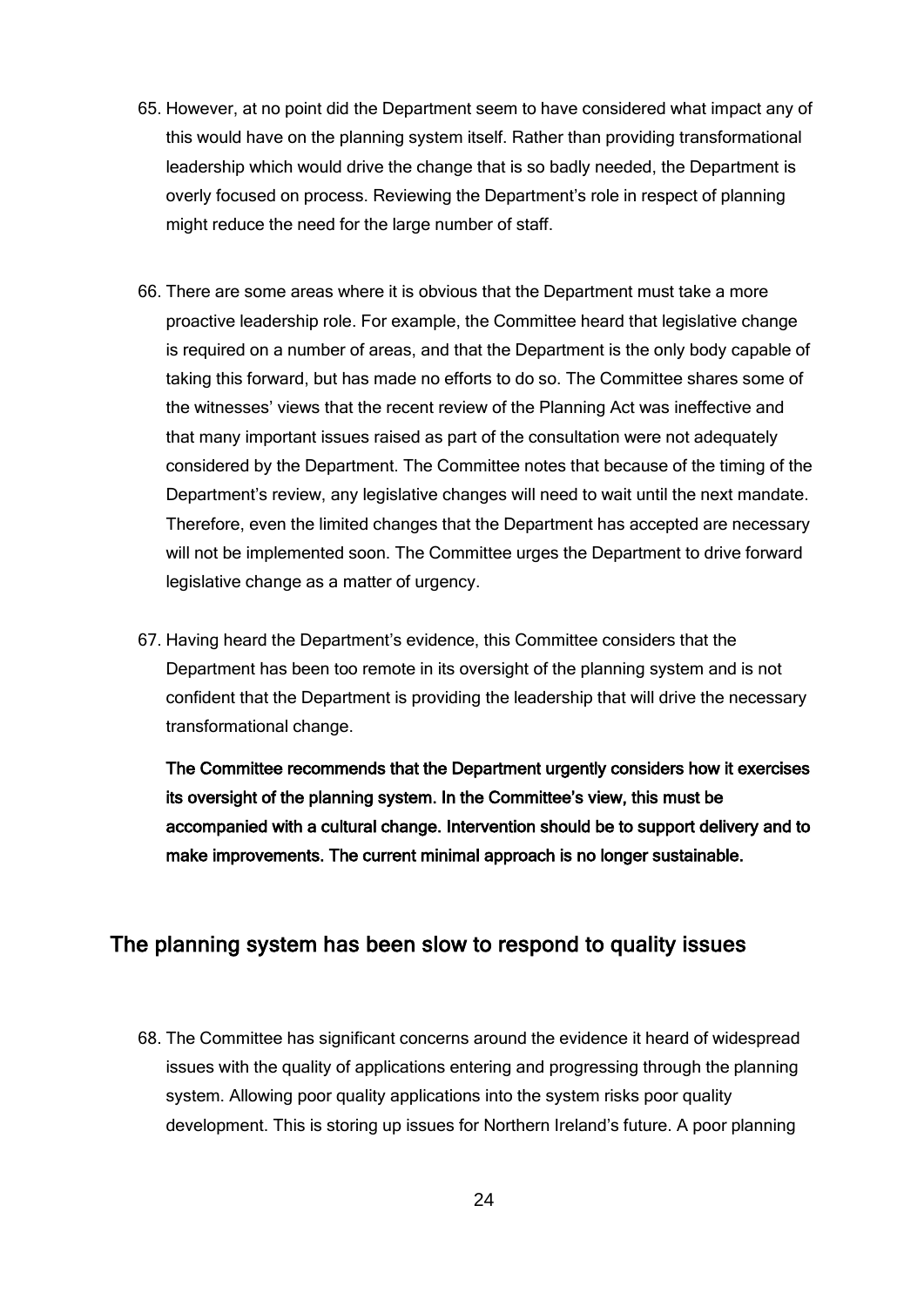65. However, at no point did the Department seem to have considered what impact any of this would have on the planning system itself. Rather than providing transformational leadership which would drive the change that is so badly needed, the Department is overly focused on process. Reviewing the Department's role in respect of planning might reduce the need for the large number of staff.

66. There are some areas where it is obvious that the Department must take a more proactive leadership role. For example, the Committee heard that legislative change is required on a number of areas, and that the Department is the only body capable of taking this forward, but has made no efforts to do so. The Committee shares some of the witnesses' views that the recent review of the Planning Act was ineffective and that many important issues raised as part of the consultation were not adequately considered by the Department. The Committee notes that because of the timing of the Department's review, any legislative changes will need to wait until the next mandate. Therefore, even the limited changes that the Department has accepted are necessary will not be implemented soon. The Committee urges the Department to drive forward legislative change as a matter of urgency.

67. Having heard the Department's evidence, this Committee considers that the Department has been too remote in its oversight of the planning system and is not confident that the Department is providing the leadership that will drive the necessary transformational change.

    **The Committee recommends that the Department urgently considers how it exercises its oversight of the planning system. In the Committee's view, this must be accompanied with a cultural change. Intervention should be to support delivery and to make improvements. The current minimal approach is no longer sustainable.**

## The planning system has been slow to respond to quality issues

68. The Committee has significant concerns around the evidence it heard of widespread issues with the quality of applications entering and progressing through the planning system. Allowing poor quality applications into the system risks poor quality development. This is storing up issues for Northern Ireland's future. A poor planning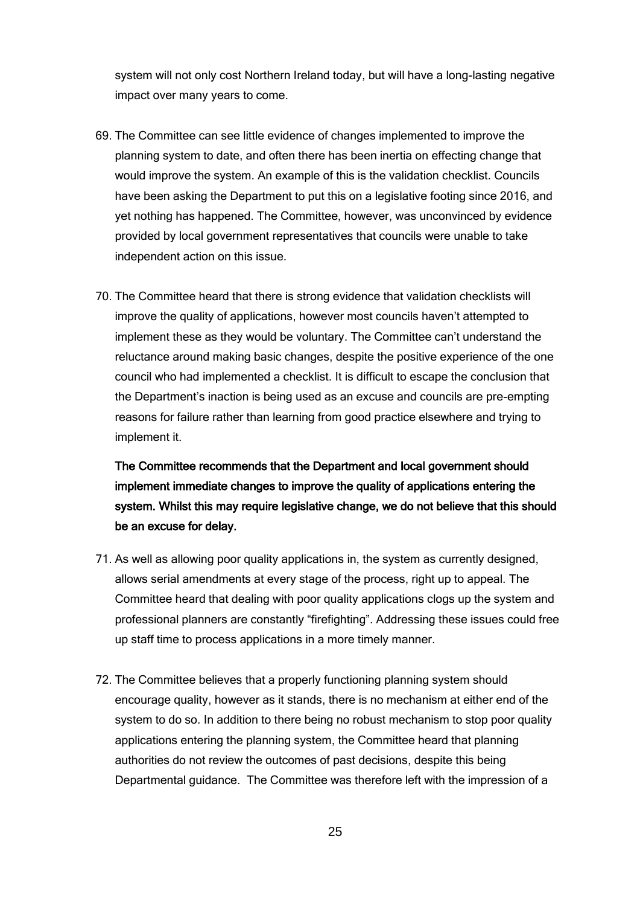system will not only cost Northern Ireland today, but will have a long-lasting negative impact over many years to come.

69. The Committee can see little evidence of changes implemented to improve the planning system to date, and often there has been inertia on effecting change that would improve the system. An example of this is the validation checklist. Councils have been asking the Department to put this on a legislative footing since 2016, and yet nothing has happened. The Committee, however, was unconvinced by evidence provided by local government representatives that councils were unable to take independent action on this issue.

70. The Committee heard that there is strong evidence that validation checklists will improve the quality of applications, however most councils haven't attempted to implement these as they would be voluntary. The Committee can't understand the reluctance around making basic changes, despite the positive experience of the one council who had implemented a checklist. It is difficult to escape the conclusion that the Department's inaction is being used as an excuse and councils are pre-empting reasons for failure rather than learning from good practice elsewhere and trying to implement it.

    **The Committee recommends that the Department and local government should implement immediate changes to improve the quality of applications entering the system. Whilst this may require legislative change, we do not believe that this should be an excuse for delay.**

71. As well as allowing poor quality applications in, the system as currently designed, allows serial amendments at every stage of the process, right up to appeal. The Committee heard that dealing with poor quality applications clogs up the system and professional planners are constantly "firefighting". Addressing these issues could free up staff time to process applications in a more timely manner.

72. The Committee believes that a properly functioning planning system should encourage quality, however as it stands, there is no mechanism at either end of the system to do so. In addition to there being no robust mechanism to stop poor quality applications entering the planning system, the Committee heard that planning authorities do not review the outcomes of past decisions, despite this being Departmental guidance. The Committee was therefore left with the impression of a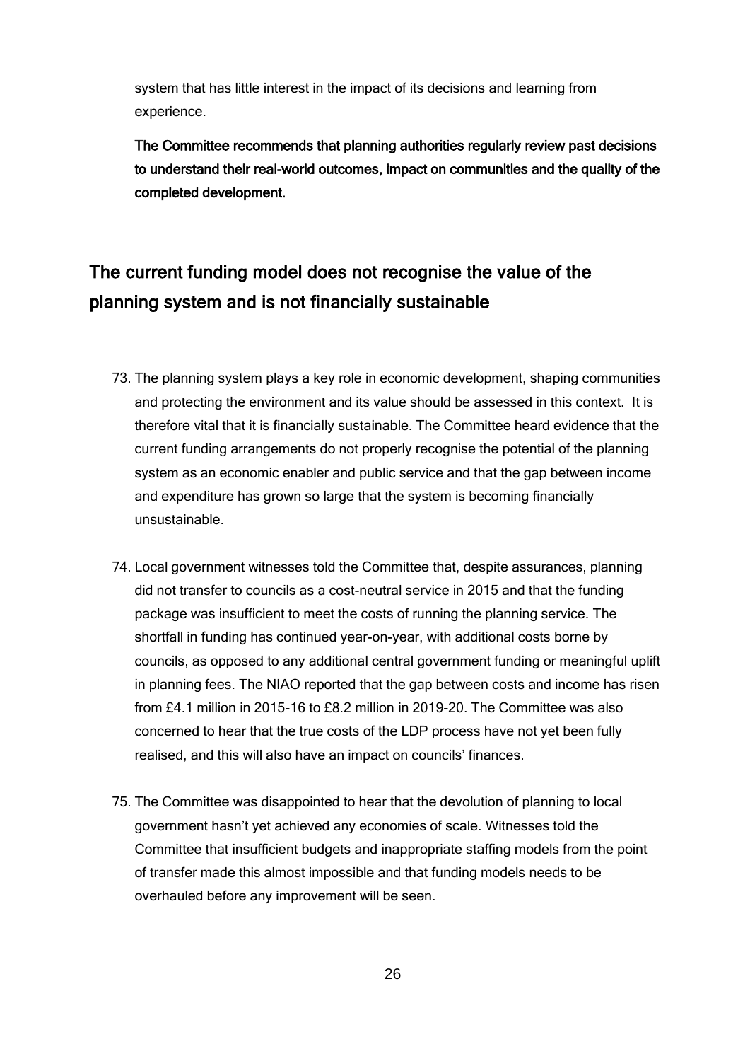system that has little interest in the impact of its decisions and learning from experience.

**The Committee recommends that planning authorities regularly review past decisions to understand their real-world outcomes, impact on communities and the quality of the completed development.**

## The current funding model does not recognise the value of the planning system and is not financially sustainable

73. The planning system plays a key role in economic development, shaping communities and protecting the environment and its value should be assessed in this context. It is therefore vital that it is financially sustainable. The Committee heard evidence that the current funding arrangements do not properly recognise the potential of the planning system as an economic enabler and public service and that the gap between income and expenditure has grown so large that the system is becoming financially unsustainable.

74. Local government witnesses told the Committee that, despite assurances, planning did not transfer to councils as a cost-neutral service in 2015 and that the funding package was insufficient to meet the costs of running the planning service. The shortfall in funding has continued year-on-year, with additional costs borne by councils, as opposed to any additional central government funding or meaningful uplift in planning fees. The NIAO reported that the gap between costs and income has risen from £4.1 million in 2015-16 to £8.2 million in 2019-20. The Committee was also concerned to hear that the true costs of the LDP process have not yet been fully realised, and this will also have an impact on councils' finances.

75. The Committee was disappointed to hear that the devolution of planning to local government hasn't yet achieved any economies of scale. Witnesses told the Committee that insufficient budgets and inappropriate staffing models from the point of transfer made this almost impossible and that funding models needs to be overhauled before any improvement will be seen.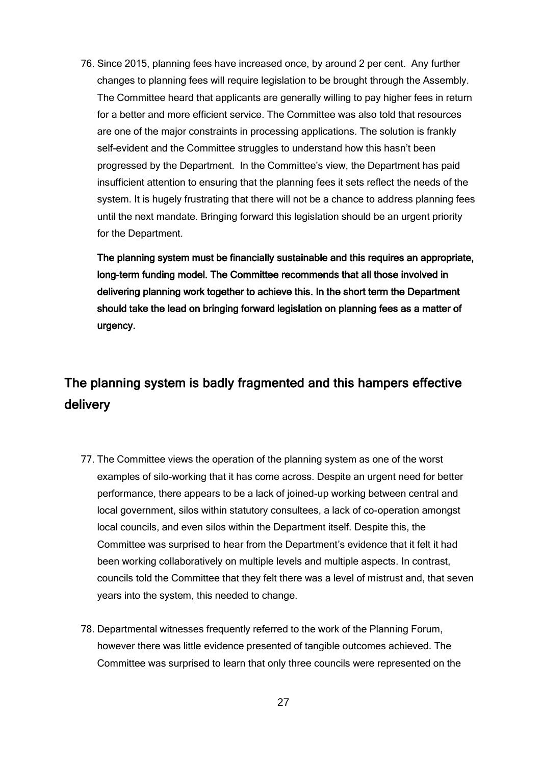76. Since 2015, planning fees have increased once, by around 2 per cent. Any further changes to planning fees will require legislation to be brought through the Assembly. The Committee heard that applicants are generally willing to pay higher fees in return for a better and more efficient service. The Committee was also told that resources are one of the major constraints in processing applications. The solution is frankly self-evident and the Committee struggles to understand how this hasn't been progressed by the Department. In the Committee's view, the Department has paid insufficient attention to ensuring that the planning fees it sets reflect the needs of the system. It is hugely frustrating that there will not be a chance to address planning fees until the next mandate. Bringing forward this legislation should be an urgent priority for the Department.

**The planning system must be financially sustainable and this requires an appropriate, long-term funding model. The Committee recommends that all those involved in delivering planning work together to achieve this. In the short term the Department should take the lead on bringing forward legislation on planning fees as a matter of urgency.**

## The planning system is badly fragmented and this hampers effective delivery

77. The Committee views the operation of the planning system as one of the worst examples of silo-working that it has come across. Despite an urgent need for better performance, there appears to be a lack of joined-up working between central and local government, silos within statutory consultees, a lack of co-operation amongst local councils, and even silos within the Department itself. Despite this, the Committee was surprised to hear from the Department's evidence that it felt it had been working collaboratively on multiple levels and multiple aspects. In contrast, councils told the Committee that they felt there was a level of mistrust and, that seven years into the system, this needed to change.

78. Departmental witnesses frequently referred to the work of the Planning Forum, however there was little evidence presented of tangible outcomes achieved. The Committee was surprised to learn that only three councils were represented on the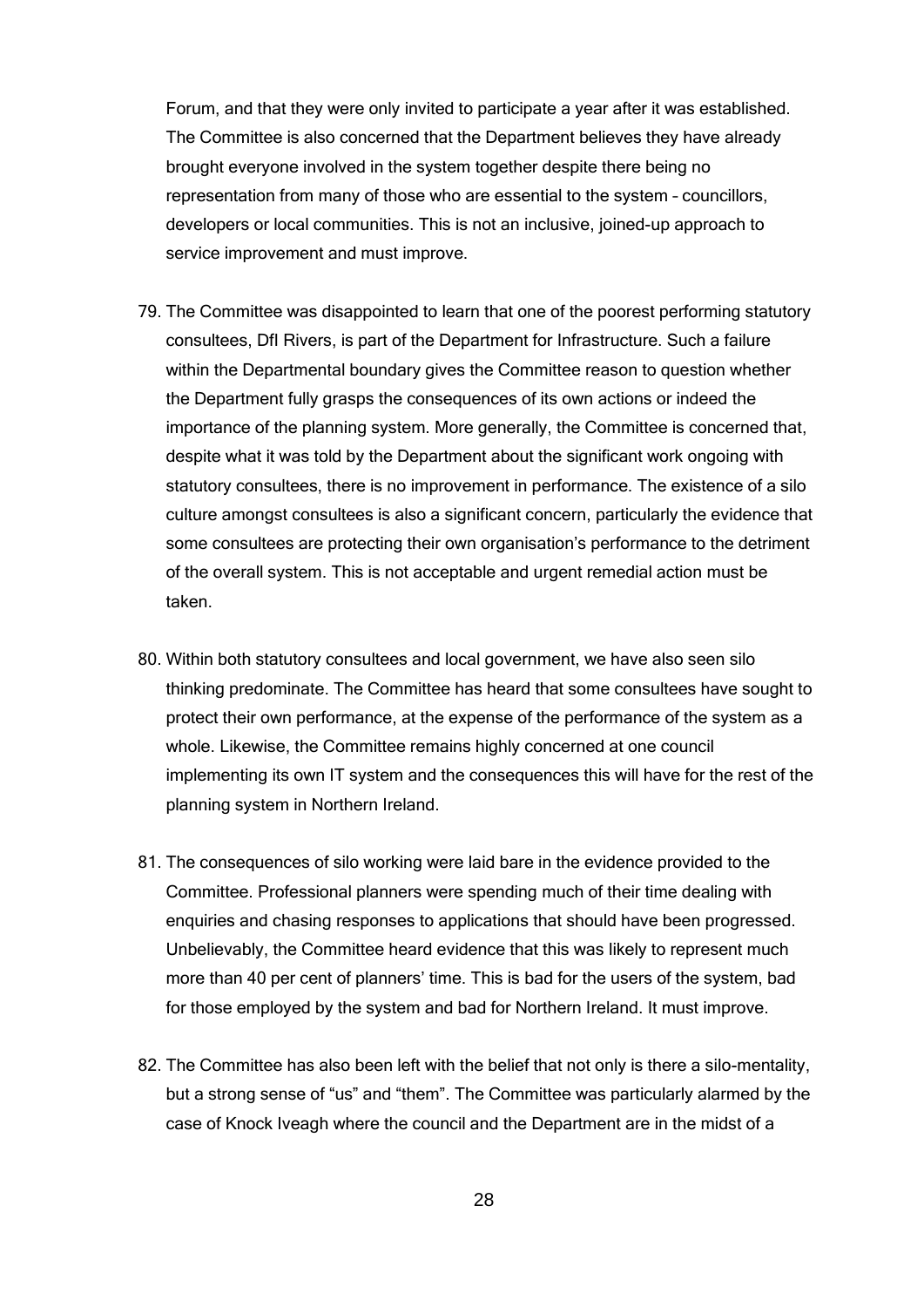Forum, and that they were only invited to participate a year after it was established. The Committee is also concerned that the Department believes they have already brought everyone involved in the system together despite there being no representation from many of those who are essential to the system – councillors, developers or local communities. This is not an inclusive, joined-up approach to service improvement and must improve.

79. The Committee was disappointed to learn that one of the poorest performing statutory consultees, DfI Rivers, is part of the Department for Infrastructure. Such a failure within the Departmental boundary gives the Committee reason to question whether the Department fully grasps the consequences of its own actions or indeed the importance of the planning system. More generally, the Committee is concerned that, despite what it was told by the Department about the significant work ongoing with statutory consultees, there is no improvement in performance. The existence of a silo culture amongst consultees is also a significant concern, particularly the evidence that some consultees are protecting their own organisation's performance to the detriment of the overall system. This is not acceptable and urgent remedial action must be taken.

80. Within both statutory consultees and local government, we have also seen silo thinking predominate. The Committee has heard that some consultees have sought to protect their own performance, at the expense of the performance of the system as a whole. Likewise, the Committee remains highly concerned at one council implementing its own IT system and the consequences this will have for the rest of the planning system in Northern Ireland.

81. The consequences of silo working were laid bare in the evidence provided to the Committee. Professional planners were spending much of their time dealing with enquiries and chasing responses to applications that should have been progressed. Unbelievably, the Committee heard evidence that this was likely to represent much more than 40 per cent of planners' time. This is bad for the users of the system, bad for those employed by the system and bad for Northern Ireland. It must improve.

82. The Committee has also been left with the belief that not only is there a silo-mentality, but a strong sense of "us" and "them". The Committee was particularly alarmed by the case of Knock Iveagh where the council and the Department are in the midst of a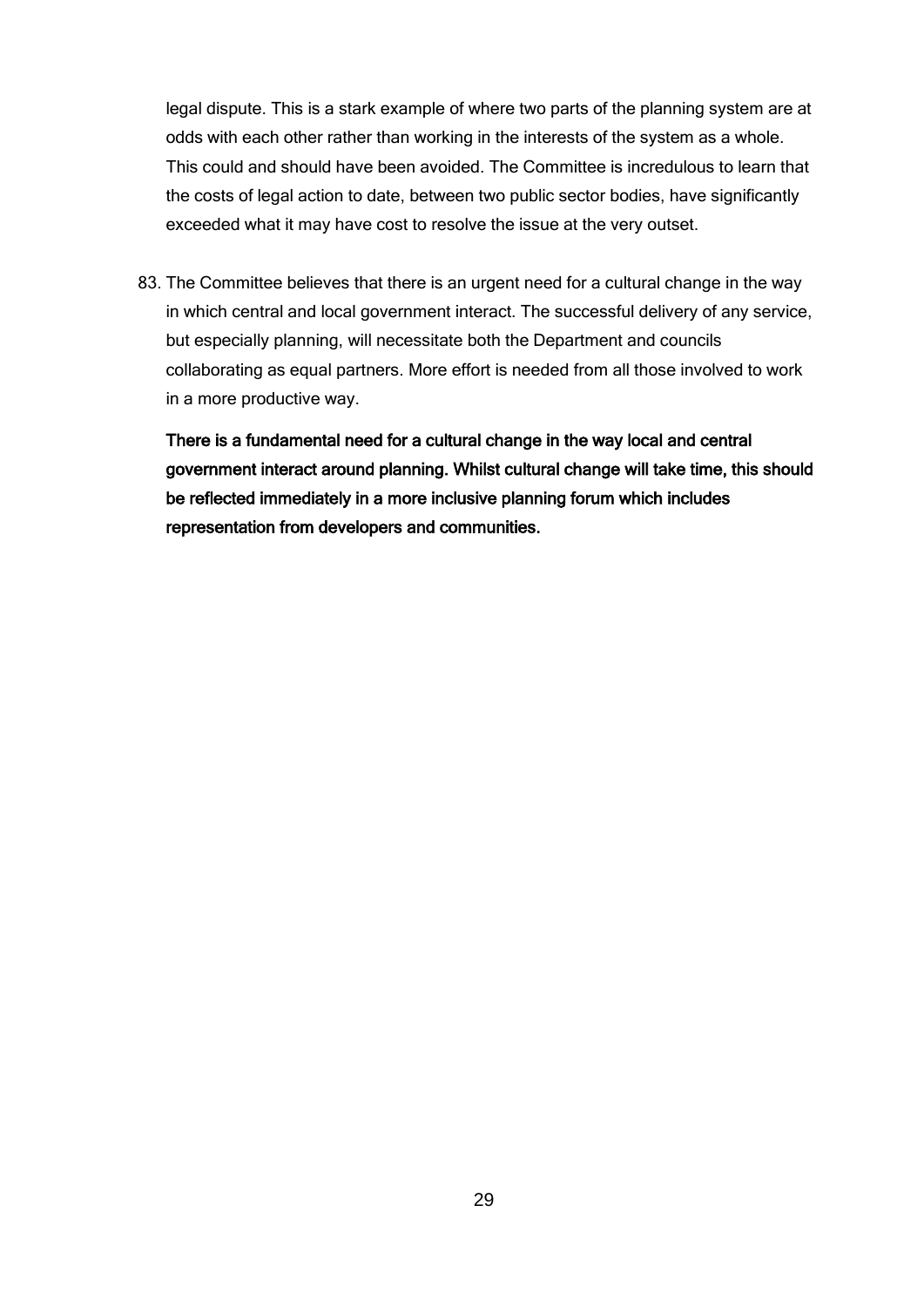legal dispute. This is a stark example of where two parts of the planning system are at odds with each other rather than working in the interests of the system as a whole. This could and should have been avoided. The Committee is incredulous to learn that the costs of legal action to date, between two public sector bodies, have significantly exceeded what it may have cost to resolve the issue at the very outset.

83. The Committee believes that there is an urgent need for a cultural change in the way in which central and local government interact. The successful delivery of any service, but especially planning, will necessitate both the Department and councils collaborating as equal partners. More effort is needed from all those involved to work in a more productive way.

    **There is a fundamental need for a cultural change in the way local and central government interact around planning. Whilst cultural change will take time, this should be reflected immediately in a more inclusive planning forum which includes representation from developers and communities.**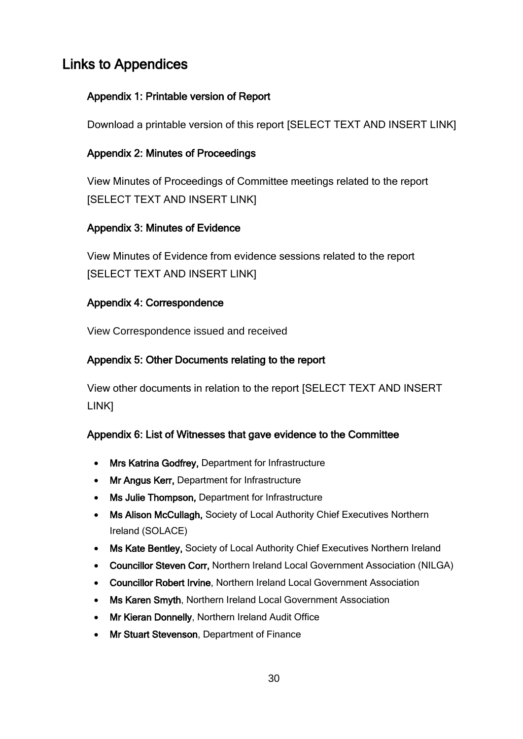## Links to Appendices

### Appendix 1: Printable version of Report

Download a printable version of this report [SELECT TEXT AND INSERT LINK]

### Appendix 2: Minutes of Proceedings

View Minutes of Proceedings of Committee meetings related to the report [SELECT TEXT AND INSERT LINK]

### Appendix 3: Minutes of Evidence

View Minutes of Evidence from evidence sessions related to the report [SELECT TEXT AND INSERT LINK]

### Appendix 4: Correspondence

View Correspondence issued and received

### Appendix 5: Other Documents relating to the report

View other documents in relation to the report [SELECT TEXT AND INSERT LINK]

### Appendix 6: List of Witnesses that gave evidence to the Committee

- **Mrs Katrina Godfrey,** Department for Infrastructure
- **Mr Angus Kerr,** Department for Infrastructure
- **Ms Julie Thompson,** Department for Infrastructure
- **Ms Alison McCullagh,** Society of Local Authority Chief Executives Northern Ireland (SOLACE)
- **Ms Kate Bentley,** Society of Local Authority Chief Executives Northern Ireland
- **Councillor Steven Corr,** Northern Ireland Local Government Association (NILGA)
- **Councillor Robert Irvine**, Northern Ireland Local Government Association
- **Ms Karen Smyth**, Northern Ireland Local Government Association
- **Mr Kieran Donnelly**, Northern Ireland Audit Office
- **Mr Stuart Stevenson**, Department of Finance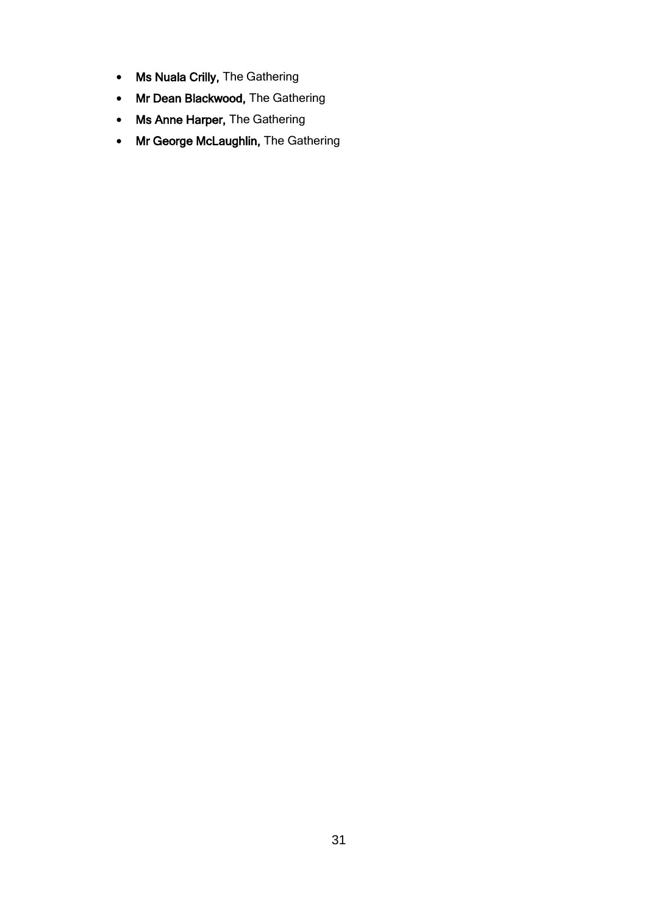- **Ms Nuala Crilly,** The Gathering
- **Mr Dean Blackwood,** The Gathering
- **Ms Anne Harper,** The Gathering
- **Mr George McLaughlin,** The Gathering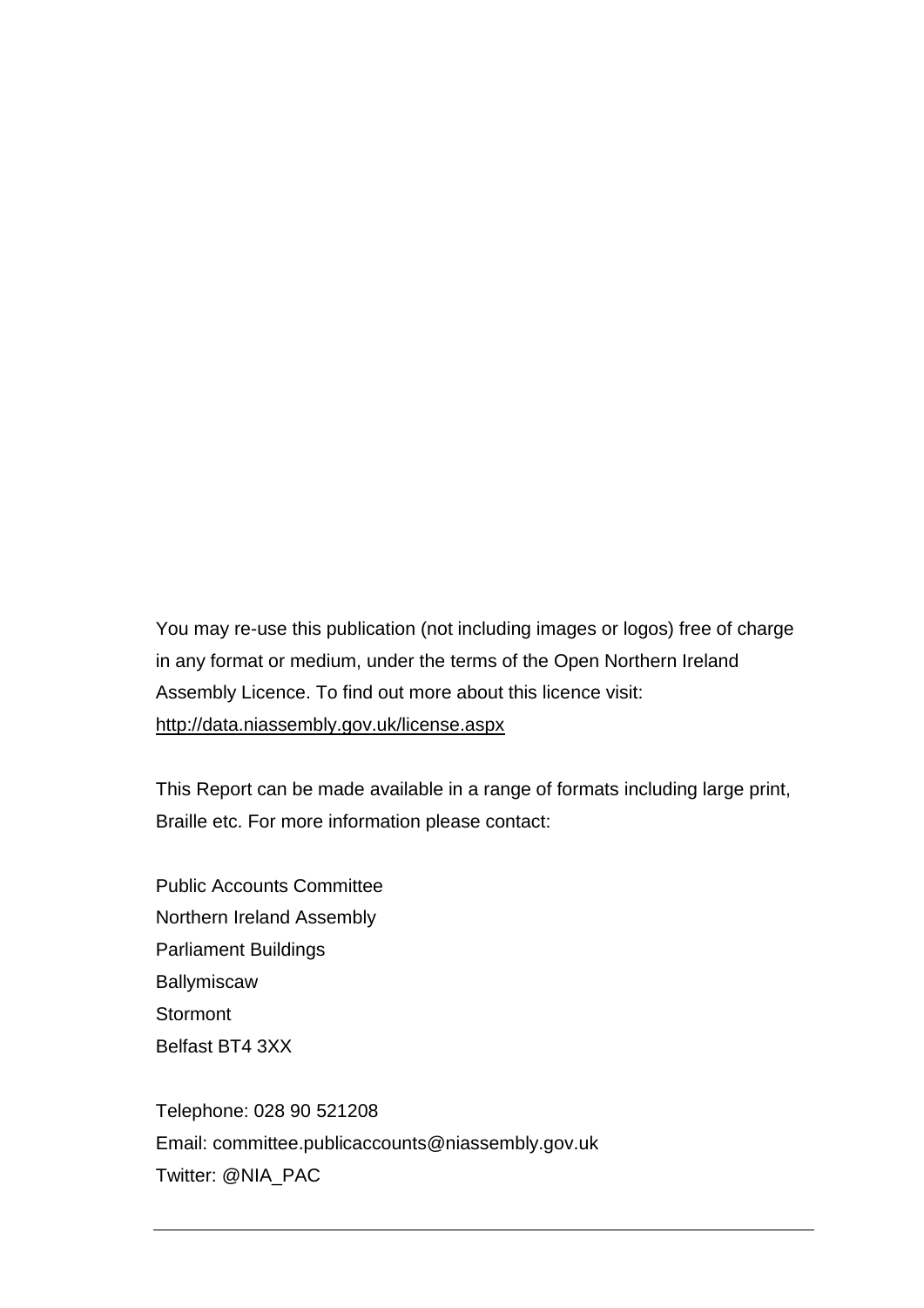You may re-use this publication (not including images or logos) free of charge in any format or medium, under the terms of the Open Northern Ireland Assembly Licence. To find out more about this licence visit: http://data.niassembly.gov.uk/license.aspx

This Report can be made available in a range of formats including large print, Braille etc. For more information please contact:

Public Accounts Committee
Northern Ireland Assembly
Parliament Buildings
Ballymiscaw
Stormont
Belfast BT4 3XX

Telephone: 028 90 521208
Email: committee.publicaccounts@niassembly.gov.uk
Twitter: @NIA_PAC